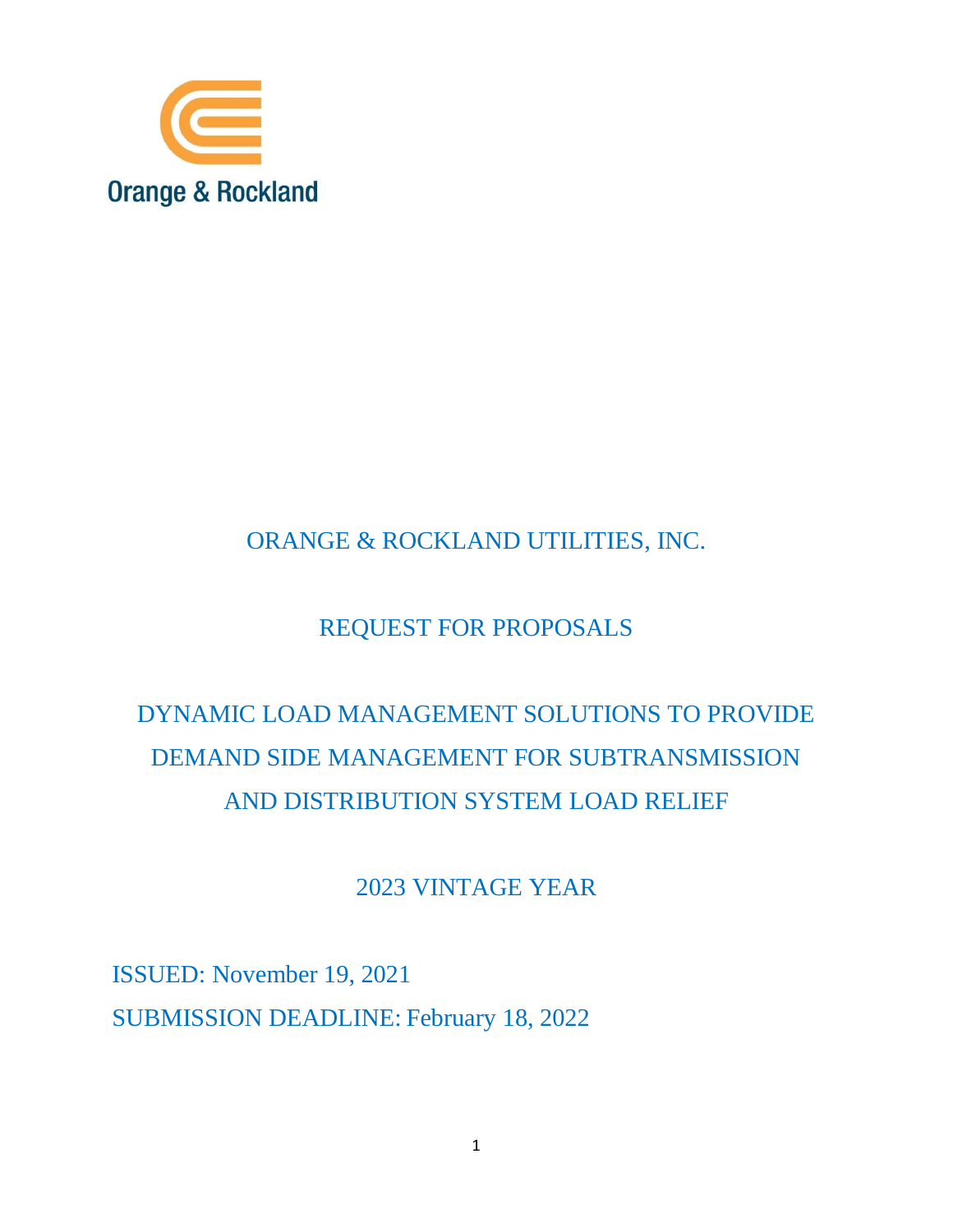Orange & Rockland

# ORANGE & ROCKLAND UTILITIES, INC.

# REQUEST FOR PROPOSALS

# DYNAMIC LOAD MANAGEMENT SOLUTIONS TO PROVIDE DEMAND SIDE MANAGEMENT FOR SUBTRANSMISSION AND DISTRIBUTION SYSTEM LOAD RELIEF

## 2023 VINTAGE YEAR

ISSUED: November 19, 2021

SUBMISSION DEADLINE: February 18, 2022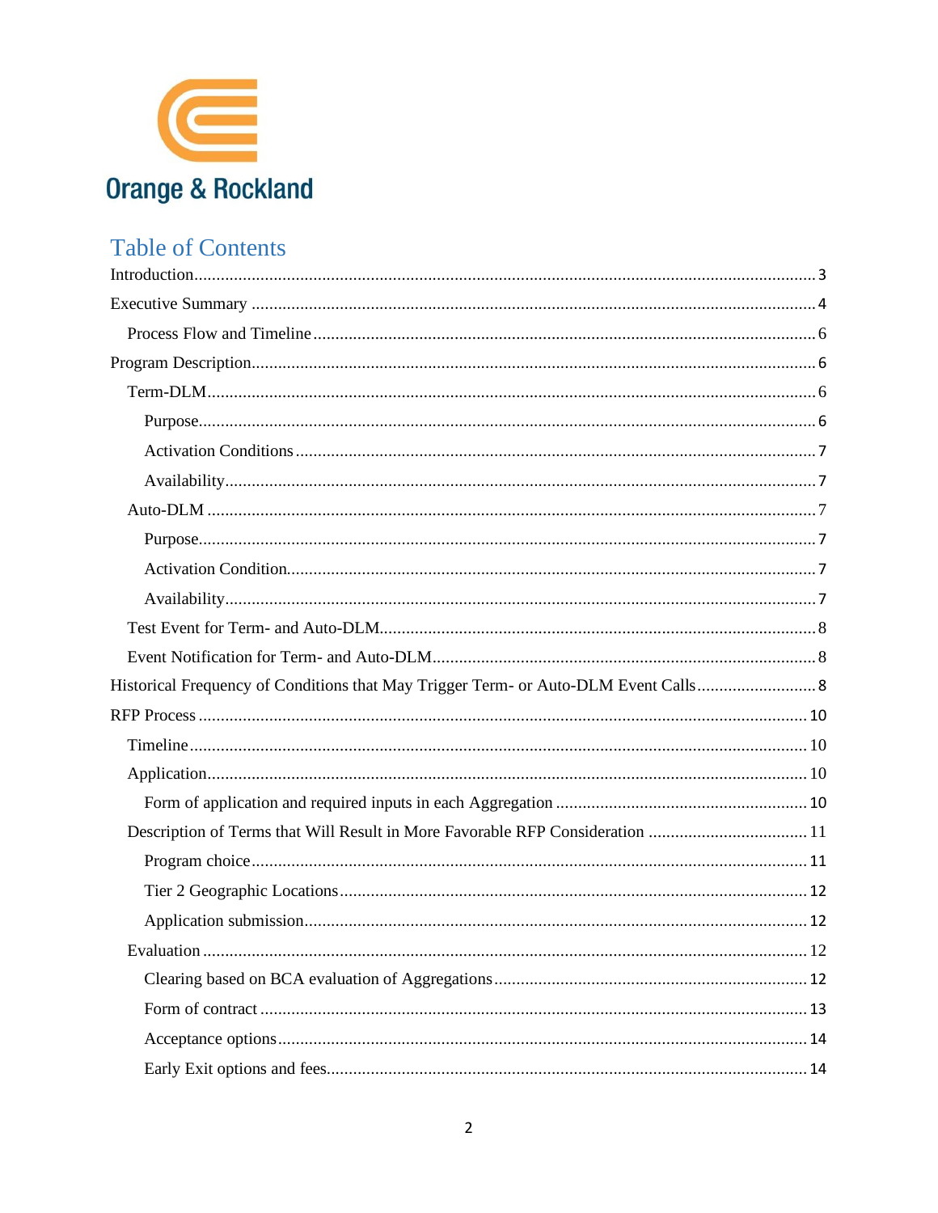Orange & Rockland

## Table of Contents

- Introduction ... 3
- Executive Summary ... 4
  - Process Flow and Timeline ... 6
- Program Description ... 6
  - Term-DLM ... 6
    - Purpose ... 6
    - Activation Conditions ... 7
    - Availability ... 7
  - Auto-DLM ... 7
    - Purpose ... 7
    - Activation Condition ... 7
    - Availability ... 7
  - Test Event for Term- and Auto-DLM ... 8
  - Event Notification for Term- and Auto-DLM ... 8
- Historical Frequency of Conditions that May Trigger Term- or Auto-DLM Event Calls ... 8
- RFP Process ... 10
  - Timeline ... 10
  - Application ... 10
    - Form of application and required inputs in each Aggregation ... 10
  - Description of Terms that Will Result in More Favorable RFP Consideration ... 11
    - Program choice ... 11
    - Tier 2 Geographic Locations ... 12
    - Application submission ... 12
  - Evaluation ... 12
    - Clearing based on BCA evaluation of Aggregations ... 12
    - Form of contract ... 13
    - Acceptance options ... 14
    - Early Exit options and fees ... 14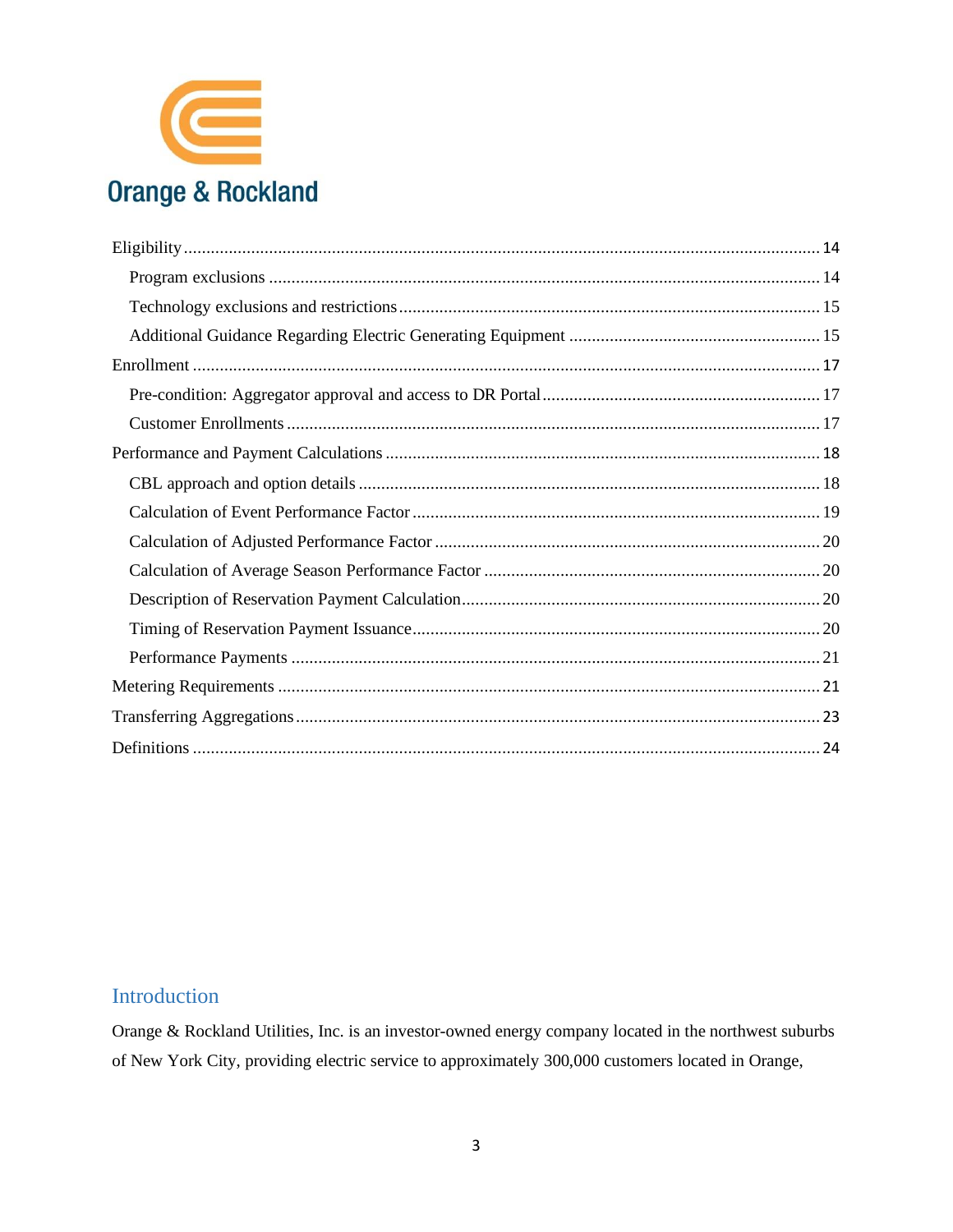Eligibility .......... 14

Program exclusions .......... 14

Technology exclusions and restrictions .......... 15

Additional Guidance Regarding Electric Generating Equipment .......... 15

Enrollment .......... 17

Pre-condition: Aggregator approval and access to DR Portal .......... 17

Customer Enrollments .......... 17

Performance and Payment Calculations .......... 18

CBL approach and option details .......... 18

Calculation of Event Performance Factor .......... 19

Calculation of Adjusted Performance Factor .......... 20

Calculation of Average Season Performance Factor .......... 20

Description of Reservation Payment Calculation .......... 20

Timing of Reservation Payment Issuance .......... 20

Performance Payments .......... 21

Metering Requirements .......... 21

Transferring Aggregations .......... 23

Definitions .......... 24

## Introduction

Orange & Rockland Utilities, Inc. is an investor-owned energy company located in the northwest suburbs of New York City, providing electric service to approximately 300,000 customers located in Orange,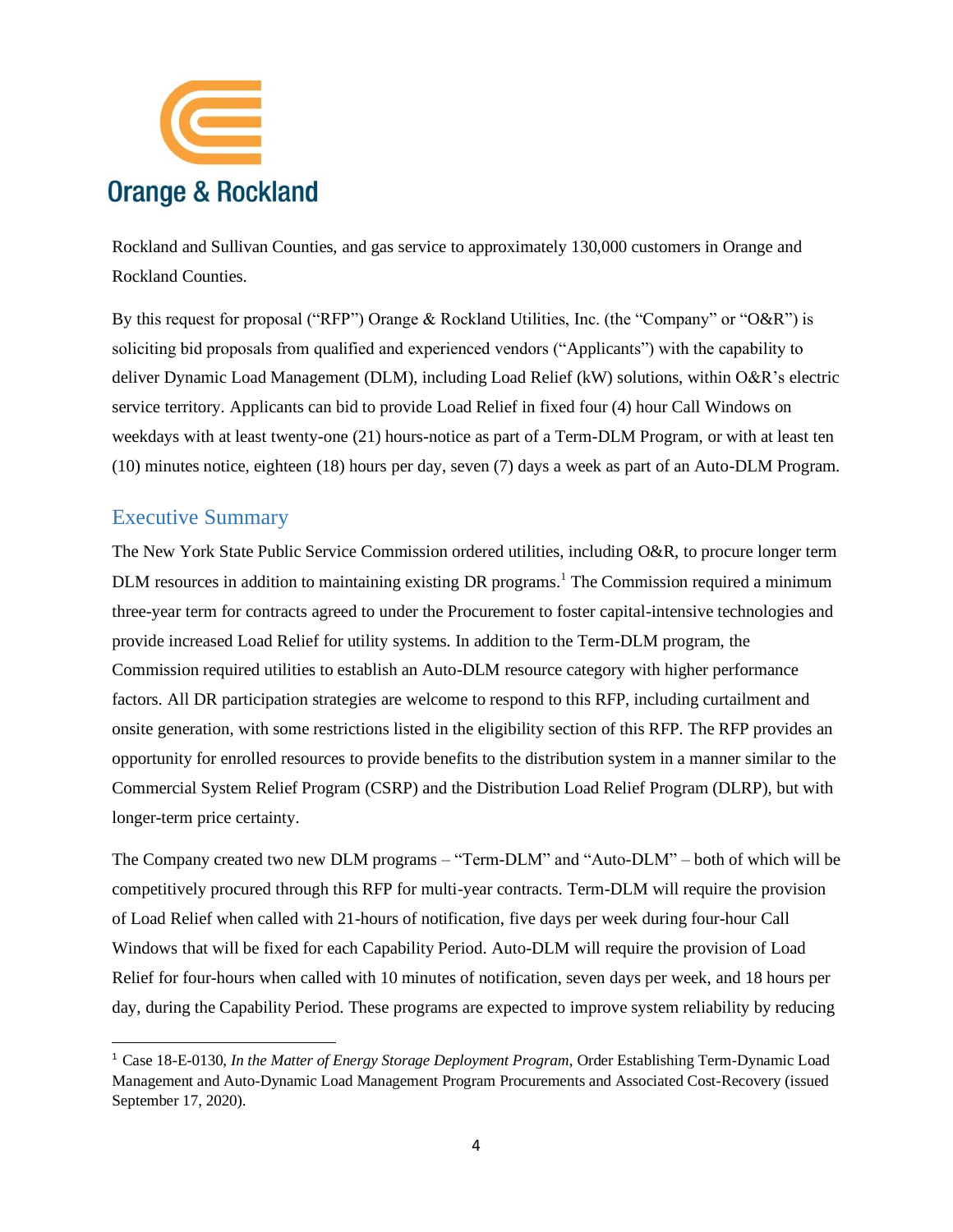Rockland and Sullivan Counties, and gas service to approximately 130,000 customers in Orange and Rockland Counties.

By this request for proposal ("RFP") Orange & Rockland Utilities, Inc. (the "Company" or "O&R") is soliciting bid proposals from qualified and experienced vendors ("Applicants") with the capability to deliver Dynamic Load Management (DLM), including Load Relief (kW) solutions, within O&R's electric service territory. Applicants can bid to provide Load Relief in fixed four (4) hour Call Windows on weekdays with at least twenty-one (21) hours-notice as part of a Term-DLM Program, or with at least ten (10) minutes notice, eighteen (18) hours per day, seven (7) days a week as part of an Auto-DLM Program.

## Executive Summary

The New York State Public Service Commission ordered utilities, including O&R, to procure longer term DLM resources in addition to maintaining existing DR programs.[1] The Commission required a minimum three-year term for contracts agreed to under the Procurement to foster capital-intensive technologies and provide increased Load Relief for utility systems. In addition to the Term-DLM program, the Commission required utilities to establish an Auto-DLM resource category with higher performance factors. All DR participation strategies are welcome to respond to this RFP, including curtailment and onsite generation, with some restrictions listed in the eligibility section of this RFP. The RFP provides an opportunity for enrolled resources to provide benefits to the distribution system in a manner similar to the Commercial System Relief Program (CSRP) and the Distribution Load Relief Program (DLRP), but with longer-term price certainty.

The Company created two new DLM programs – "Term-DLM" and "Auto-DLM" – both of which will be competitively procured through this RFP for multi-year contracts. Term-DLM will require the provision of Load Relief when called with 21-hours of notification, five days per week during four-hour Call Windows that will be fixed for each Capability Period. Auto-DLM will require the provision of Load Relief for four-hours when called with 10 minutes of notification, seven days per week, and 18 hours per day, during the Capability Period. These programs are expected to improve system reliability by reducing

---

[1] Case 18-E-0130, *In the Matter of Energy Storage Deployment Program*, Order Establishing Term-Dynamic Load Management and Auto-Dynamic Load Management Program Procurements and Associated Cost-Recovery (issued September 17, 2020).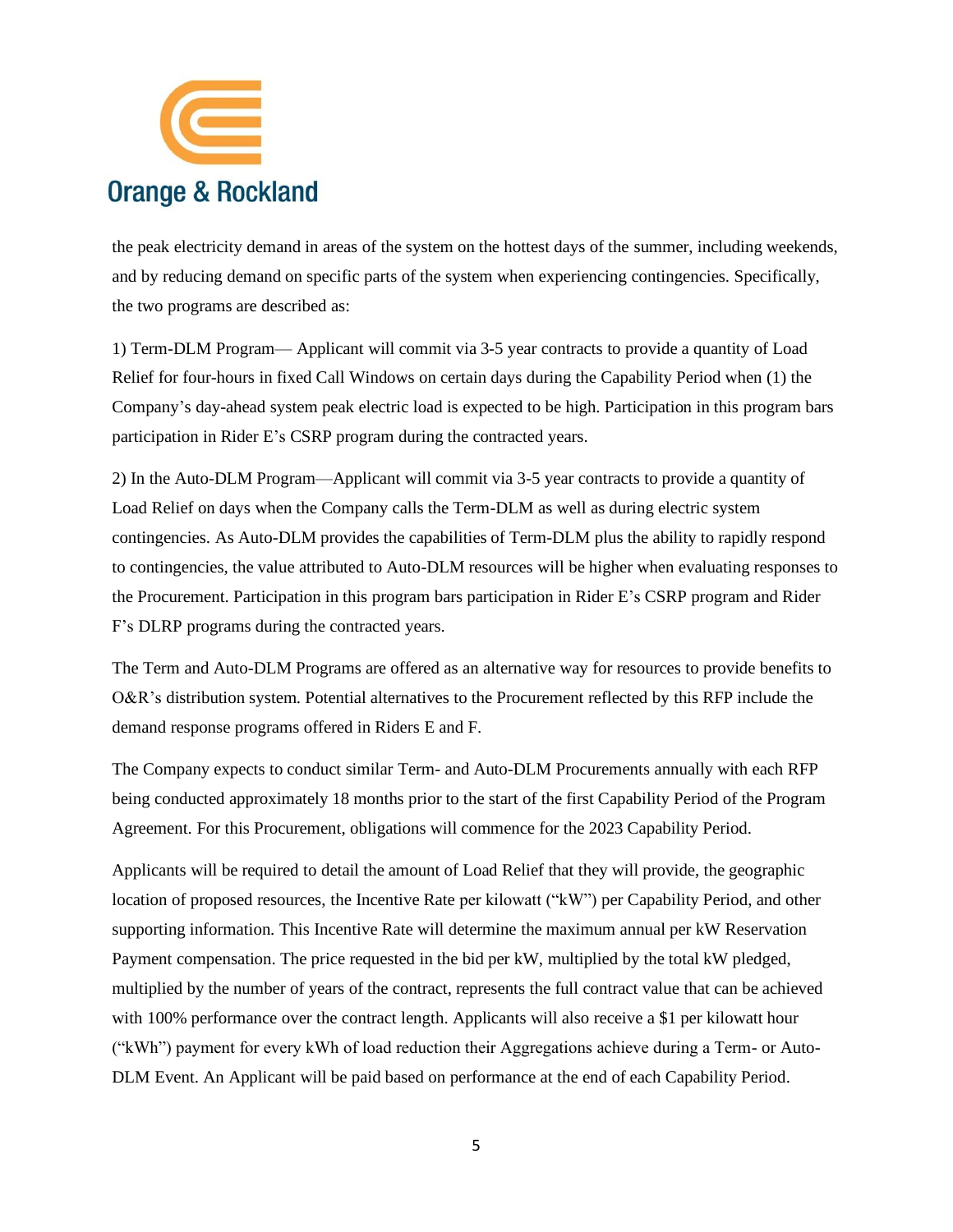the peak electricity demand in areas of the system on the hottest days of the summer, including weekends, and by reducing demand on specific parts of the system when experiencing contingencies. Specifically, the two programs are described as:

1) Term-DLM Program— Applicant will commit via 3-5 year contracts to provide a quantity of Load Relief for four-hours in fixed Call Windows on certain days during the Capability Period when (1) the Company's day-ahead system peak electric load is expected to be high. Participation in this program bars participation in Rider E's CSRP program during the contracted years.

2) In the Auto-DLM Program—Applicant will commit via 3-5 year contracts to provide a quantity of Load Relief on days when the Company calls the Term-DLM as well as during electric system contingencies. As Auto-DLM provides the capabilities of Term-DLM plus the ability to rapidly respond to contingencies, the value attributed to Auto-DLM resources will be higher when evaluating responses to the Procurement. Participation in this program bars participation in Rider E's CSRP program and Rider F's DLRP programs during the contracted years.

The Term and Auto-DLM Programs are offered as an alternative way for resources to provide benefits to O&R's distribution system. Potential alternatives to the Procurement reflected by this RFP include the demand response programs offered in Riders E and F.

The Company expects to conduct similar Term- and Auto-DLM Procurements annually with each RFP being conducted approximately 18 months prior to the start of the first Capability Period of the Program Agreement. For this Procurement, obligations will commence for the 2023 Capability Period.

Applicants will be required to detail the amount of Load Relief that they will provide, the geographic location of proposed resources, the Incentive Rate per kilowatt ("kW") per Capability Period, and other supporting information. This Incentive Rate will determine the maximum annual per kW Reservation Payment compensation. The price requested in the bid per kW, multiplied by the total kW pledged, multiplied by the number of years of the contract, represents the full contract value that can be achieved with 100% performance over the contract length. Applicants will also receive a $1 per kilowatt hour ("kWh") payment for every kWh of load reduction their Aggregations achieve during a Term- or Auto-DLM Event. An Applicant will be paid based on performance at the end of each Capability Period.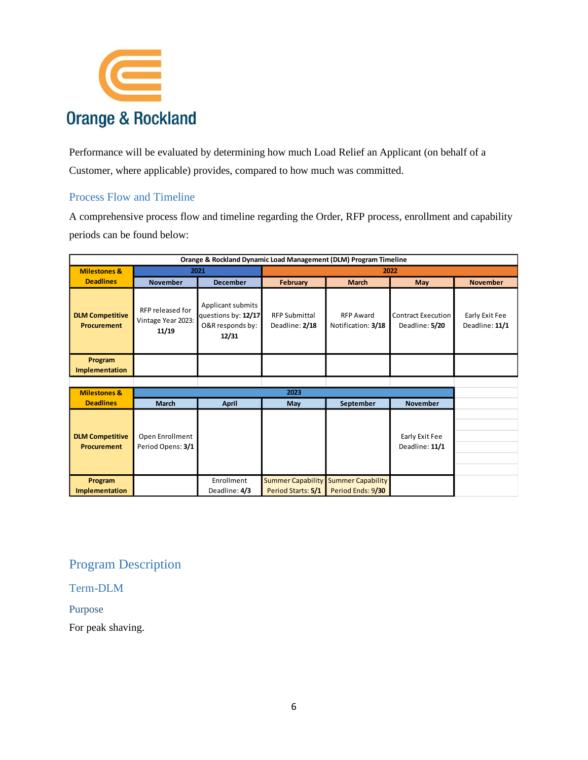Performance will be evaluated by determining how much Load Relief an Applicant (on behalf of a Customer, where applicable) provides, compared to how much was committed.

## Process Flow and Timeline

A comprehensive process flow and timeline regarding the Order, RFP process, enrollment and capability periods can be found below:

**Orange & Rockland Dynamic Load Management (DLM) Program Timeline**

| Milestones & Deadlines | 2021 | | 2022 | | | |
|---|---|---|---|---|---|---|
| | November | December | February | March | May | November |
| **DLM Competitive Procurement** | RFP released for Vintage Year 2023: **11/19** | Applicant submits questions by: **12/17** O&R responds by: **12/31** | RFP Submittal Deadline: **2/18** | RFP Award Notification: **3/18** | Contract Execution Deadline: **5/20** | Early Exit Fee Deadline: **11/1** |
| **Program Implementation** | | | | | | |

| Milestones & Deadlines | 2023 | | | | |
|---|---|---|---|---|---|
| | March | April | May | September | November |
| **DLM Competitive Procurement** | Open Enrollment Period Opens: **3/1** | | | | Early Exit Fee Deadline: **11/1** |
| **Program Implementation** | | Enrollment Deadline: **4/3** | Summer Capability Period Starts: **5/1** | Summer Capability Period Ends: **9/30** | |

## Program Description

### Term-DLM

#### Purpose

For peak shaving.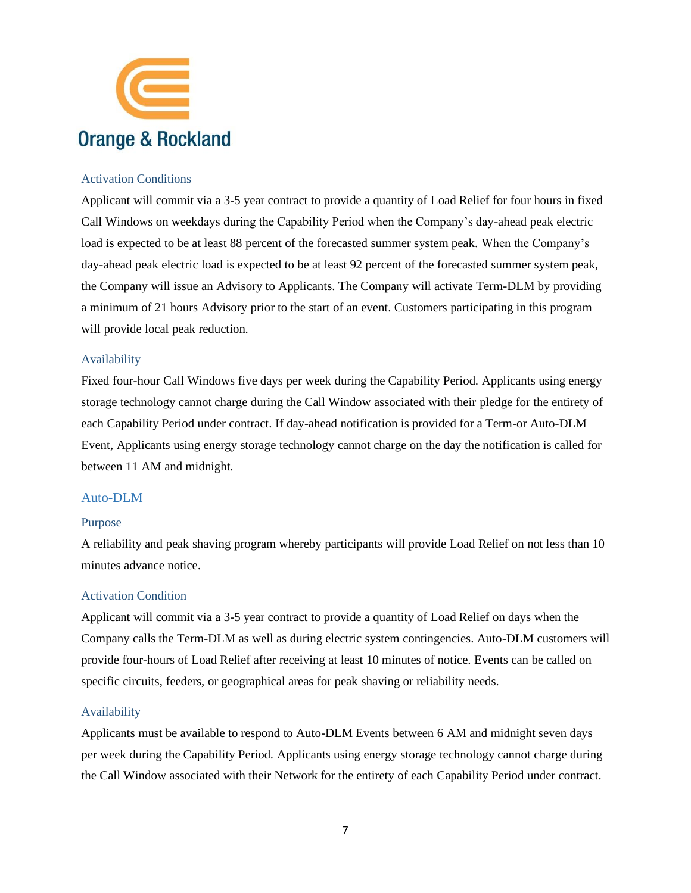### Activation Conditions

Applicant will commit via a 3-5 year contract to provide a quantity of Load Relief for four hours in fixed Call Windows on weekdays during the Capability Period when the Company's day-ahead peak electric load is expected to be at least 88 percent of the forecasted summer system peak. When the Company's day-ahead peak electric load is expected to be at least 92 percent of the forecasted summer system peak, the Company will issue an Advisory to Applicants. The Company will activate Term-DLM by providing a minimum of 21 hours Advisory prior to the start of an event. Customers participating in this program will provide local peak reduction.

### Availability

Fixed four-hour Call Windows five days per week during the Capability Period. Applicants using energy storage technology cannot charge during the Call Window associated with their pledge for the entirety of each Capability Period under contract. If day-ahead notification is provided for a Term-or Auto-DLM Event, Applicants using energy storage technology cannot charge on the day the notification is called for between 11 AM and midnight.

## Auto-DLM

### Purpose

A reliability and peak shaving program whereby participants will provide Load Relief on not less than 10 minutes advance notice.

### Activation Condition

Applicant will commit via a 3-5 year contract to provide a quantity of Load Relief on days when the Company calls the Term-DLM as well as during electric system contingencies. Auto-DLM customers will provide four-hours of Load Relief after receiving at least 10 minutes of notice. Events can be called on specific circuits, feeders, or geographical areas for peak shaving or reliability needs.

### Availability

Applicants must be available to respond to Auto-DLM Events between 6 AM and midnight seven days per week during the Capability Period. Applicants using energy storage technology cannot charge during the Call Window associated with their Network for the entirety of each Capability Period under contract.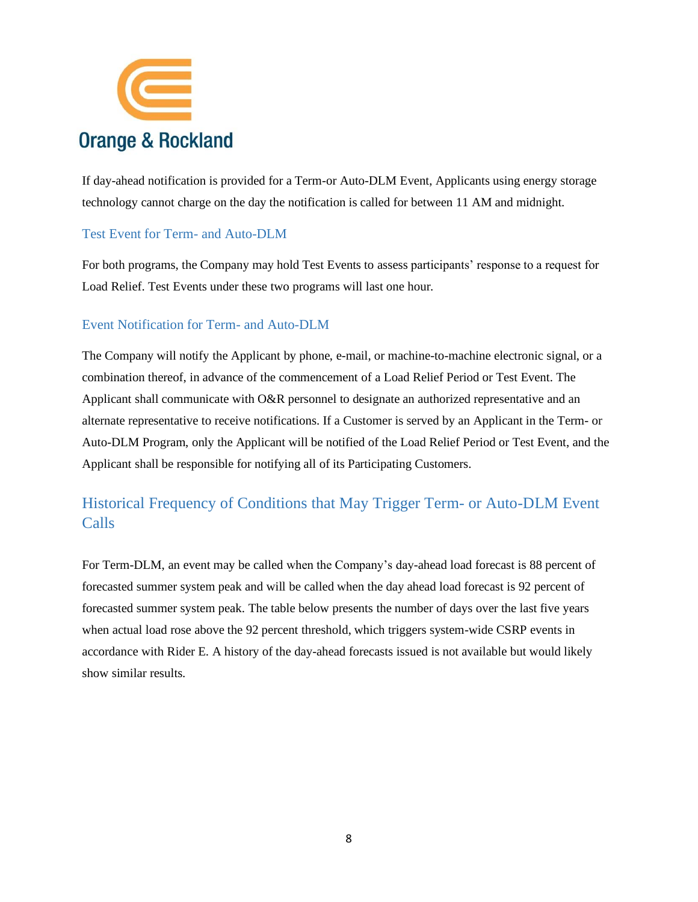If day-ahead notification is provided for a Term-or Auto-DLM Event, Applicants using energy storage technology cannot charge on the day the notification is called for between 11 AM and midnight.

### Test Event for Term- and Auto-DLM

For both programs, the Company may hold Test Events to assess participants' response to a request for Load Relief. Test Events under these two programs will last one hour.

### Event Notification for Term- and Auto-DLM

The Company will notify the Applicant by phone, e-mail, or machine-to-machine electronic signal, or a combination thereof, in advance of the commencement of a Load Relief Period or Test Event. The Applicant shall communicate with O&R personnel to designate an authorized representative and an alternate representative to receive notifications. If a Customer is served by an Applicant in the Term- or Auto-DLM Program, only the Applicant will be notified of the Load Relief Period or Test Event, and the Applicant shall be responsible for notifying all of its Participating Customers.

## Historical Frequency of Conditions that May Trigger Term- or Auto-DLM Event Calls

For Term-DLM, an event may be called when the Company's day-ahead load forecast is 88 percent of forecasted summer system peak and will be called when the day ahead load forecast is 92 percent of forecasted summer system peak. The table below presents the number of days over the last five years when actual load rose above the 92 percent threshold, which triggers system-wide CSRP events in accordance with Rider E. A history of the day-ahead forecasts issued is not available but would likely show similar results.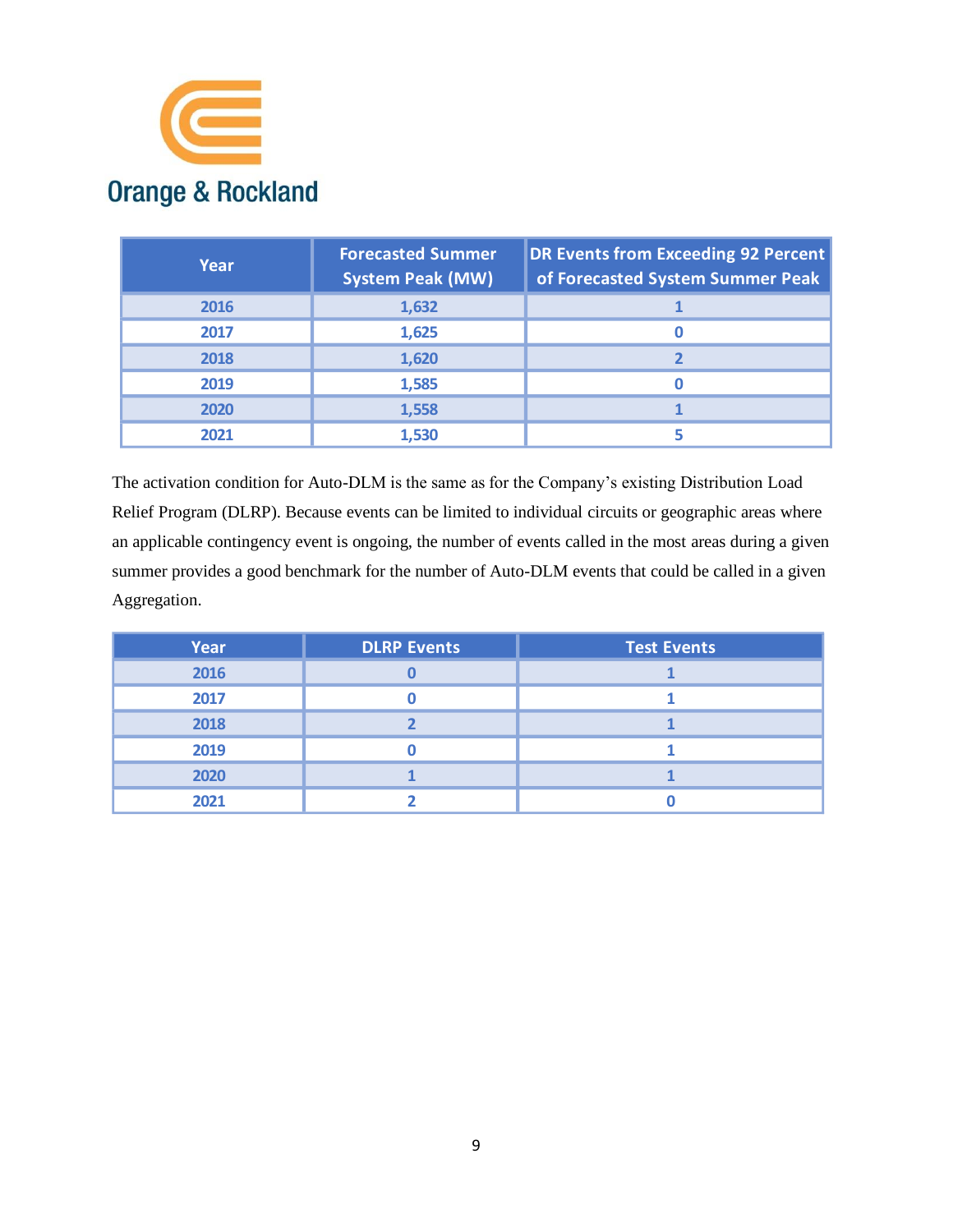| Year | Forecasted Summer System Peak (MW) | DR Events from Exceeding 92 Percent of Forecasted System Summer Peak |
|---|---|---|
| 2016 | 1,632 | 1 |
| 2017 | 1,625 | 0 |
| 2018 | 1,620 | 2 |
| 2019 | 1,585 | 0 |
| 2020 | 1,558 | 1 |
| 2021 | 1,530 | 5 |

The activation condition for Auto-DLM is the same as for the Company's existing Distribution Load Relief Program (DLRP). Because events can be limited to individual circuits or geographic areas where an applicable contingency event is ongoing, the number of events called in the most areas during a given summer provides a good benchmark for the number of Auto-DLM events that could be called in a given Aggregation.

| Year | DLRP Events | Test Events |
|---|---|---|
| 2016 | 0 | 1 |
| 2017 | 0 | 1 |
| 2018 | 2 | 1 |
| 2019 | 0 | 1 |
| 2020 | 1 | 1 |
| 2021 | 2 | 0 |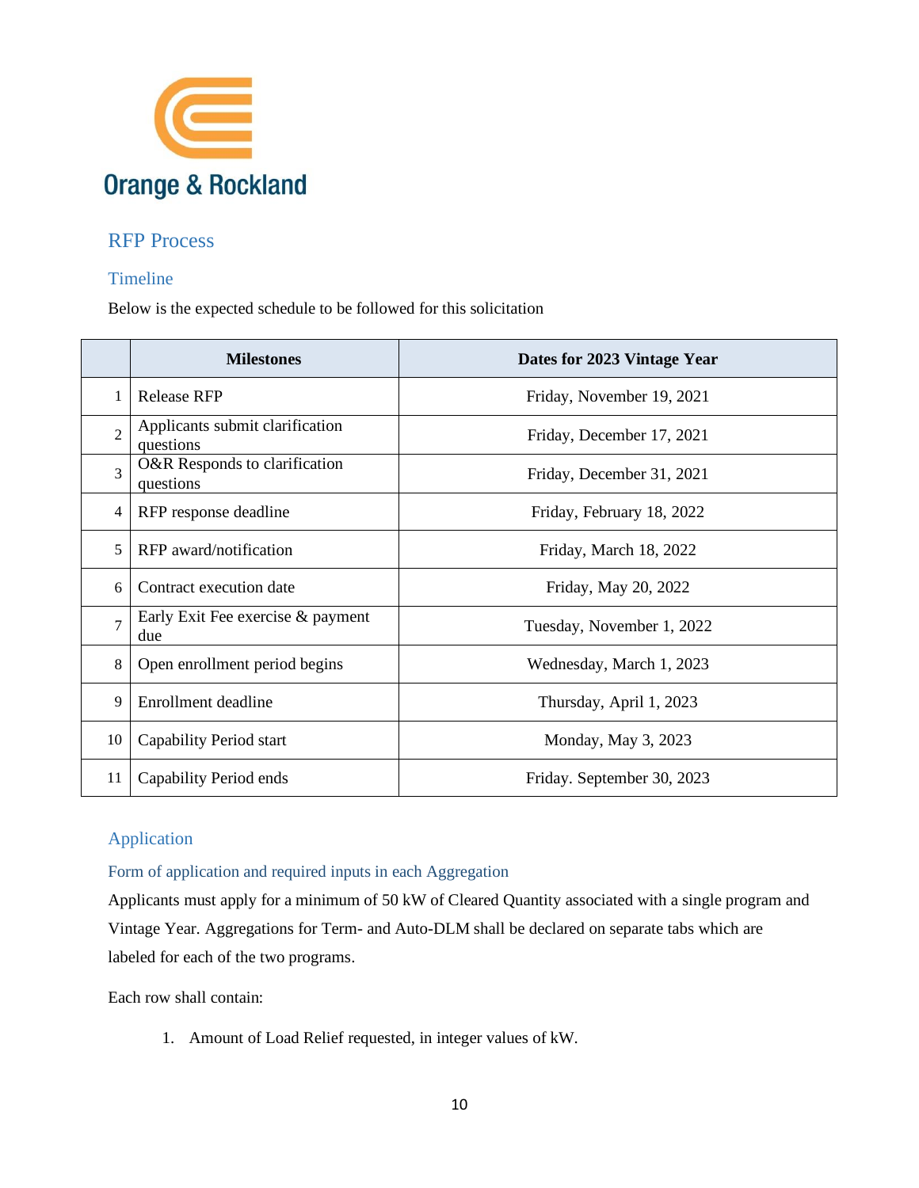Orange & Rockland

## RFP Process

### Timeline

Below is the expected schedule to be followed for this solicitation

| | Milestones | Dates for 2023 Vintage Year |
|---|---|---|
| 1 | Release RFP | Friday, November 19, 2021 |
| 2 | Applicants submit clarification questions | Friday, December 17, 2021 |
| 3 | O&R Responds to clarification questions | Friday, December 31, 2021 |
| 4 | RFP response deadline | Friday, February 18, 2022 |
| 5 | RFP award/notification | Friday, March 18, 2022 |
| 6 | Contract execution date | Friday, May 20, 2022 |
| 7 | Early Exit Fee exercise & payment due | Tuesday, November 1, 2022 |
| 8 | Open enrollment period begins | Wednesday, March 1, 2023 |
| 9 | Enrollment deadline | Thursday, April 1, 2023 |
| 10 | Capability Period start | Monday, May 3, 2023 |
| 11 | Capability Period ends | Friday. September 30, 2023 |

### Application

#### Form of application and required inputs in each Aggregation

Applicants must apply for a minimum of 50 kW of Cleared Quantity associated with a single program and Vintage Year. Aggregations for Term- and Auto-DLM shall be declared on separate tabs which are labeled for each of the two programs.

Each row shall contain:

1. Amount of Load Relief requested, in integer values of kW.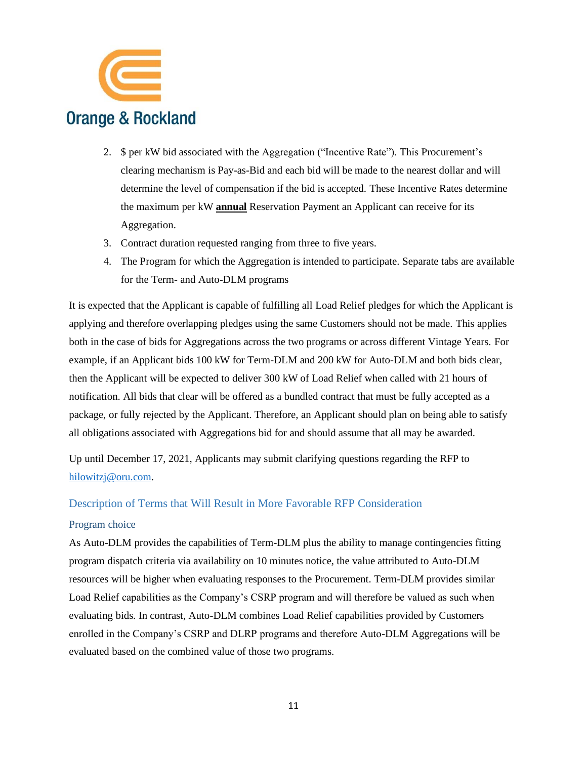2. $ per kW bid associated with the Aggregation ("Incentive Rate"). This Procurement's clearing mechanism is Pay-as-Bid and each bid will be made to the nearest dollar and will determine the level of compensation if the bid is accepted. These Incentive Rates determine the maximum per kW **annual** Reservation Payment an Applicant can receive for its Aggregation.
3. Contract duration requested ranging from three to five years.
4. The Program for which the Aggregation is intended to participate. Separate tabs are available for the Term- and Auto-DLM programs

It is expected that the Applicant is capable of fulfilling all Load Relief pledges for which the Applicant is applying and therefore overlapping pledges using the same Customers should not be made. This applies both in the case of bids for Aggregations across the two programs or across different Vintage Years. For example, if an Applicant bids 100 kW for Term-DLM and 200 kW for Auto-DLM and both bids clear, then the Applicant will be expected to deliver 300 kW of Load Relief when called with 21 hours of notification. All bids that clear will be offered as a bundled contract that must be fully accepted as a package, or fully rejected by the Applicant. Therefore, an Applicant should plan on being able to satisfy all obligations associated with Aggregations bid for and should assume that all may be awarded.

Up until December 17, 2021, Applicants may submit clarifying questions regarding the RFP to hilowitzj@oru.com.

## Description of Terms that Will Result in More Favorable RFP Consideration

### Program choice

As Auto-DLM provides the capabilities of Term-DLM plus the ability to manage contingencies fitting program dispatch criteria via availability on 10 minutes notice, the value attributed to Auto-DLM resources will be higher when evaluating responses to the Procurement. Term-DLM provides similar Load Relief capabilities as the Company's CSRP program and will therefore be valued as such when evaluating bids. In contrast, Auto-DLM combines Load Relief capabilities provided by Customers enrolled in the Company's CSRP and DLRP programs and therefore Auto-DLM Aggregations will be evaluated based on the combined value of those two programs.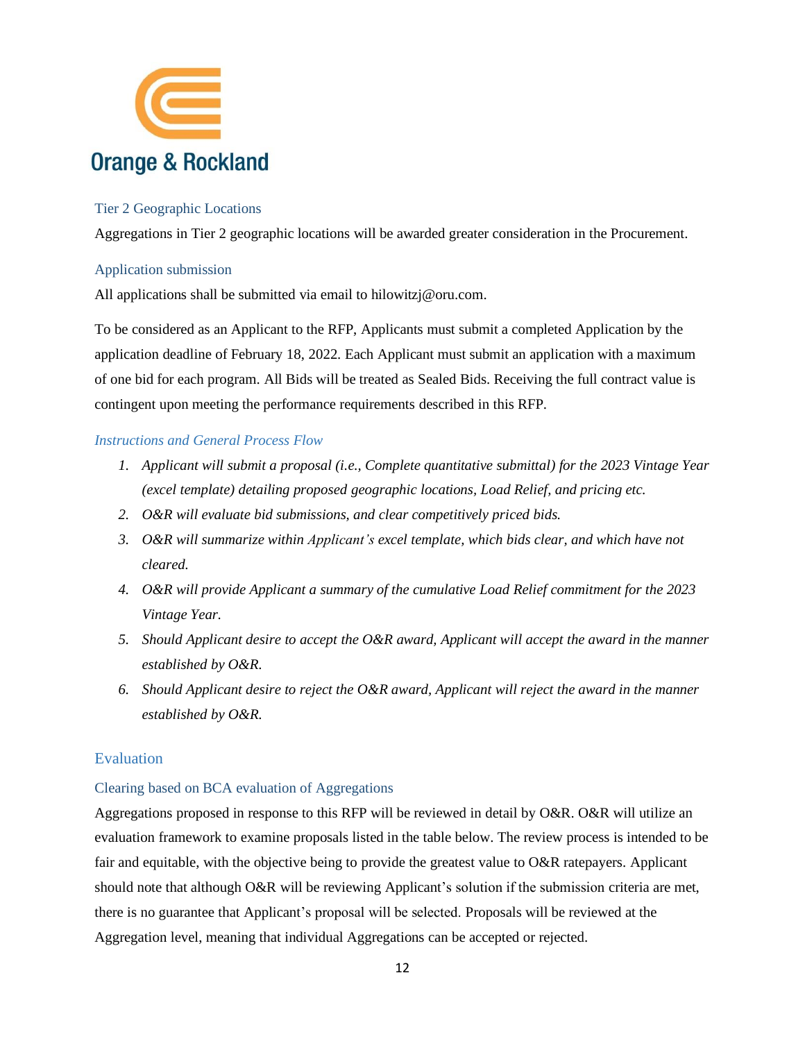### Tier 2 Geographic Locations

Aggregations in Tier 2 geographic locations will be awarded greater consideration in the Procurement.

### Application submission

All applications shall be submitted via email to hilowitzj@oru.com.

To be considered as an Applicant to the RFP, Applicants must submit a completed Application by the application deadline of February 18, 2022. Each Applicant must submit an application with a maximum of one bid for each program. All Bids will be treated as Sealed Bids. Receiving the full contract value is contingent upon meeting the performance requirements described in this RFP.

### *Instructions and General Process Flow*

1. *Applicant will submit a proposal (i.e., Complete quantitative submittal) for the 2023 Vintage Year (excel template) detailing proposed geographic locations, Load Relief, and pricing etc.*
2. *O&R will evaluate bid submissions, and clear competitively priced bids.*
3. *O&R will summarize within Applicant's excel template, which bids clear, and which have not cleared.*
4. *O&R will provide Applicant a summary of the cumulative Load Relief commitment for the 2023 Vintage Year.*
5. *Should Applicant desire to accept the O&R award, Applicant will accept the award in the manner established by O&R.*
6. *Should Applicant desire to reject the O&R award, Applicant will reject the award in the manner established by O&R.*

## Evaluation

### Clearing based on BCA evaluation of Aggregations

Aggregations proposed in response to this RFP will be reviewed in detail by O&R. O&R will utilize an evaluation framework to examine proposals listed in the table below. The review process is intended to be fair and equitable, with the objective being to provide the greatest value to O&R ratepayers. Applicant should note that although O&R will be reviewing Applicant's solution if the submission criteria are met, there is no guarantee that Applicant's proposal will be selected. Proposals will be reviewed at the Aggregation level, meaning that individual Aggregations can be accepted or rejected.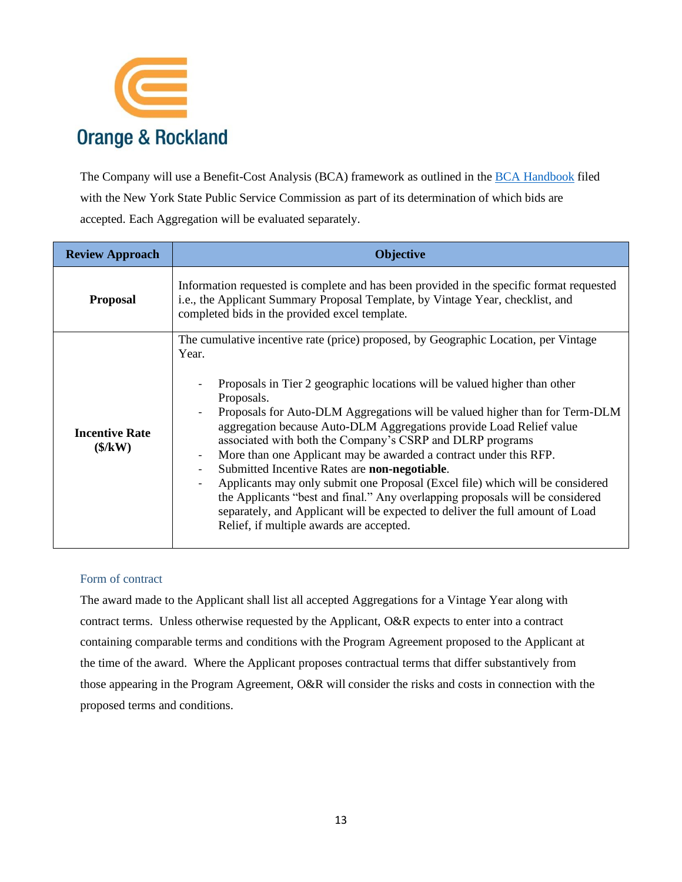The Company will use a Benefit-Cost Analysis (BCA) framework as outlined in the BCA Handbook filed with the New York State Public Service Commission as part of its determination of which bids are accepted. Each Aggregation will be evaluated separately.

| Review Approach | Objective |
|---|---|
| **Proposal** | Information requested is complete and has been provided in the specific format requested i.e., the Applicant Summary Proposal Template, by Vintage Year, checklist, and completed bids in the provided excel template. |
| **Incentive Rate ($/kW)** | The cumulative incentive rate (price) proposed, by Geographic Location, per Vintage Year.<br><br>- Proposals in Tier 2 geographic locations will be valued higher than other Proposals.<br>- Proposals for Auto-DLM Aggregations will be valued higher than for Term-DLM aggregation because Auto-DLM Aggregations provide Load Relief value associated with both the Company's CSRP and DLRP programs<br>- More than one Applicant may be awarded a contract under this RFP.<br>- Submitted Incentive Rates are **non-negotiable**.<br>- Applicants may only submit one Proposal (Excel file) which will be considered the Applicants "best and final." Any overlapping proposals will be considered separately, and Applicant will be expected to deliver the full amount of Load Relief, if multiple awards are accepted. |

### Form of contract

The award made to the Applicant shall list all accepted Aggregations for a Vintage Year along with contract terms. Unless otherwise requested by the Applicant, O&R expects to enter into a contract containing comparable terms and conditions with the Program Agreement proposed to the Applicant at the time of the award. Where the Applicant proposes contractual terms that differ substantively from those appearing in the Program Agreement, O&R will consider the risks and costs in connection with the proposed terms and conditions.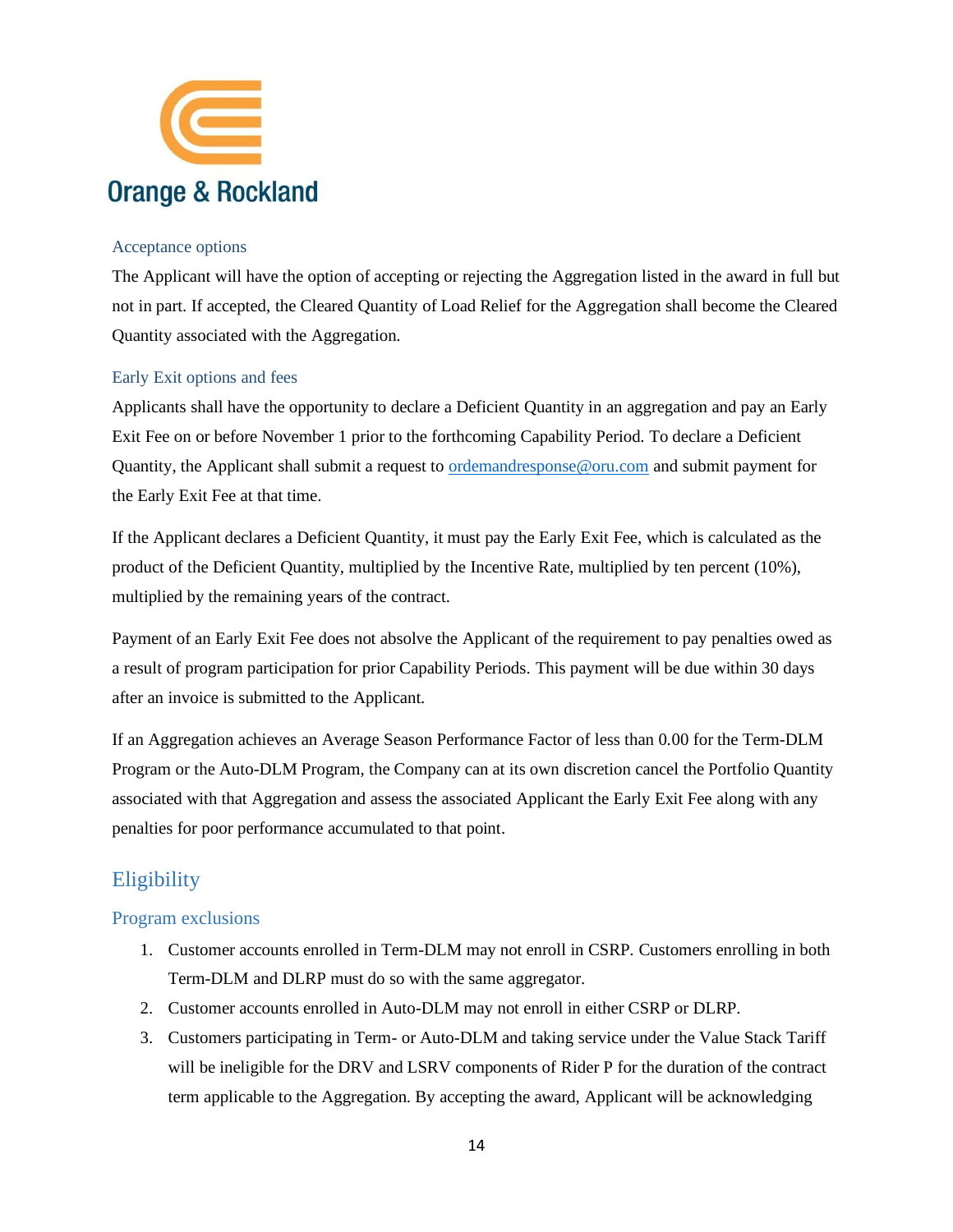### Acceptance options

The Applicant will have the option of accepting or rejecting the Aggregation listed in the award in full but not in part. If accepted, the Cleared Quantity of Load Relief for the Aggregation shall become the Cleared Quantity associated with the Aggregation.

### Early Exit options and fees

Applicants shall have the opportunity to declare a Deficient Quantity in an aggregation and pay an Early Exit Fee on or before November 1 prior to the forthcoming Capability Period. To declare a Deficient Quantity, the Applicant shall submit a request to ordemandresponse@oru.com and submit payment for the Early Exit Fee at that time.

If the Applicant declares a Deficient Quantity, it must pay the Early Exit Fee, which is calculated as the product of the Deficient Quantity, multiplied by the Incentive Rate, multiplied by ten percent (10%), multiplied by the remaining years of the contract.

Payment of an Early Exit Fee does not absolve the Applicant of the requirement to pay penalties owed as a result of program participation for prior Capability Periods. This payment will be due within 30 days after an invoice is submitted to the Applicant.

If an Aggregation achieves an Average Season Performance Factor of less than 0.00 for the Term-DLM Program or the Auto-DLM Program, the Company can at its own discretion cancel the Portfolio Quantity associated with that Aggregation and assess the associated Applicant the Early Exit Fee along with any penalties for poor performance accumulated to that point.

## Eligibility

### Program exclusions

1. Customer accounts enrolled in Term-DLM may not enroll in CSRP. Customers enrolling in both Term-DLM and DLRP must do so with the same aggregator.
2. Customer accounts enrolled in Auto-DLM may not enroll in either CSRP or DLRP.
3. Customers participating in Term- or Auto-DLM and taking service under the Value Stack Tariff will be ineligible for the DRV and LSRV components of Rider P for the duration of the contract term applicable to the Aggregation. By accepting the award, Applicant will be acknowledging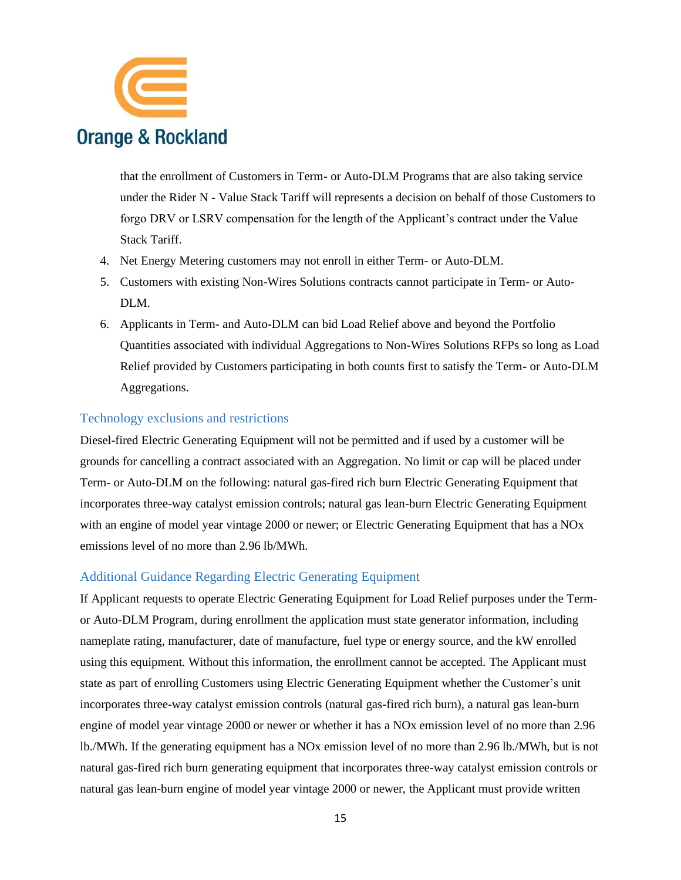that the enrollment of Customers in Term- or Auto-DLM Programs that are also taking service under the Rider N - Value Stack Tariff will represents a decision on behalf of those Customers to forgo DRV or LSRV compensation for the length of the Applicant's contract under the Value Stack Tariff.

4. Net Energy Metering customers may not enroll in either Term- or Auto-DLM.
5. Customers with existing Non-Wires Solutions contracts cannot participate in Term- or Auto-DLM.
6. Applicants in Term- and Auto-DLM can bid Load Relief above and beyond the Portfolio Quantities associated with individual Aggregations to Non-Wires Solutions RFPs so long as Load Relief provided by Customers participating in both counts first to satisfy the Term- or Auto-DLM Aggregations.

## Technology exclusions and restrictions

Diesel-fired Electric Generating Equipment will not be permitted and if used by a customer will be grounds for cancelling a contract associated with an Aggregation. No limit or cap will be placed under Term- or Auto-DLM on the following: natural gas-fired rich burn Electric Generating Equipment that incorporates three-way catalyst emission controls; natural gas lean-burn Electric Generating Equipment with an engine of model year vintage 2000 or newer; or Electric Generating Equipment that has a NOx emissions level of no more than 2.96 lb/MWh.

## Additional Guidance Regarding Electric Generating Equipment

If Applicant requests to operate Electric Generating Equipment for Load Relief purposes under the Term- or Auto-DLM Program, during enrollment the application must state generator information, including nameplate rating, manufacturer, date of manufacture, fuel type or energy source, and the kW enrolled using this equipment. Without this information, the enrollment cannot be accepted. The Applicant must state as part of enrolling Customers using Electric Generating Equipment whether the Customer's unit incorporates three-way catalyst emission controls (natural gas-fired rich burn), a natural gas lean-burn engine of model year vintage 2000 or newer or whether it has a NOx emission level of no more than 2.96 lb./MWh. If the generating equipment has a NOx emission level of no more than 2.96 lb./MWh, but is not natural gas-fired rich burn generating equipment that incorporates three-way catalyst emission controls or natural gas lean-burn engine of model year vintage 2000 or newer, the Applicant must provide written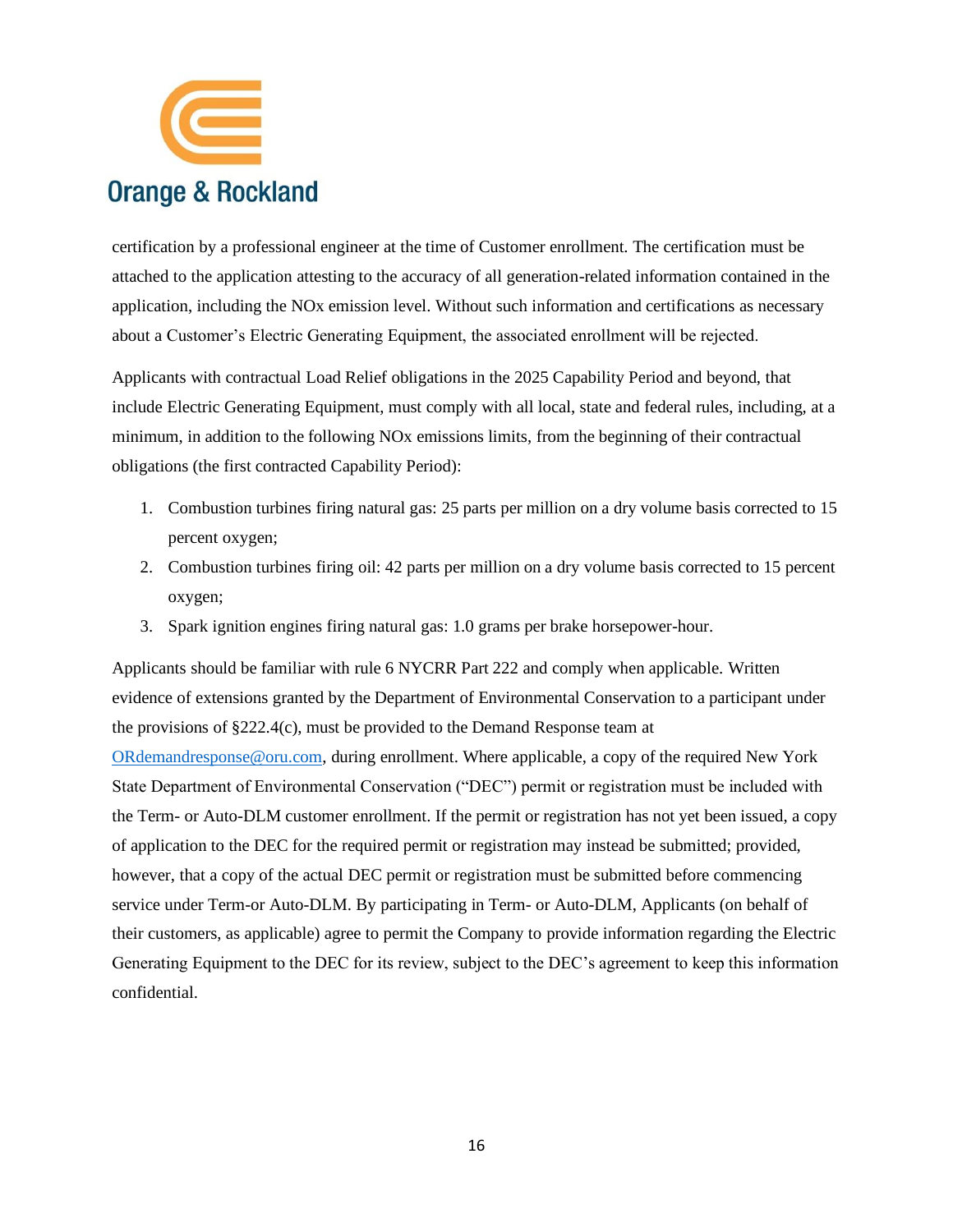certification by a professional engineer at the time of Customer enrollment. The certification must be attached to the application attesting to the accuracy of all generation-related information contained in the application, including the NOx emission level. Without such information and certifications as necessary about a Customer's Electric Generating Equipment, the associated enrollment will be rejected.

Applicants with contractual Load Relief obligations in the 2025 Capability Period and beyond, that include Electric Generating Equipment, must comply with all local, state and federal rules, including, at a minimum, in addition to the following NOx emissions limits, from the beginning of their contractual obligations (the first contracted Capability Period):

1. Combustion turbines firing natural gas: 25 parts per million on a dry volume basis corrected to 15 percent oxygen;
2. Combustion turbines firing oil: 42 parts per million on a dry volume basis corrected to 15 percent oxygen;
3. Spark ignition engines firing natural gas: 1.0 grams per brake horsepower-hour.

Applicants should be familiar with rule 6 NYCRR Part 222 and comply when applicable. Written evidence of extensions granted by the Department of Environmental Conservation to a participant under the provisions of §222.4(c), must be provided to the Demand Response team at ORdemandresponse@oru.com, during enrollment. Where applicable, a copy of the required New York State Department of Environmental Conservation ("DEC") permit or registration must be included with the Term- or Auto-DLM customer enrollment. If the permit or registration has not yet been issued, a copy of application to the DEC for the required permit or registration may instead be submitted; provided, however, that a copy of the actual DEC permit or registration must be submitted before commencing service under Term-or Auto-DLM. By participating in Term- or Auto-DLM, Applicants (on behalf of their customers, as applicable) agree to permit the Company to provide information regarding the Electric Generating Equipment to the DEC for its review, subject to the DEC's agreement to keep this information confidential.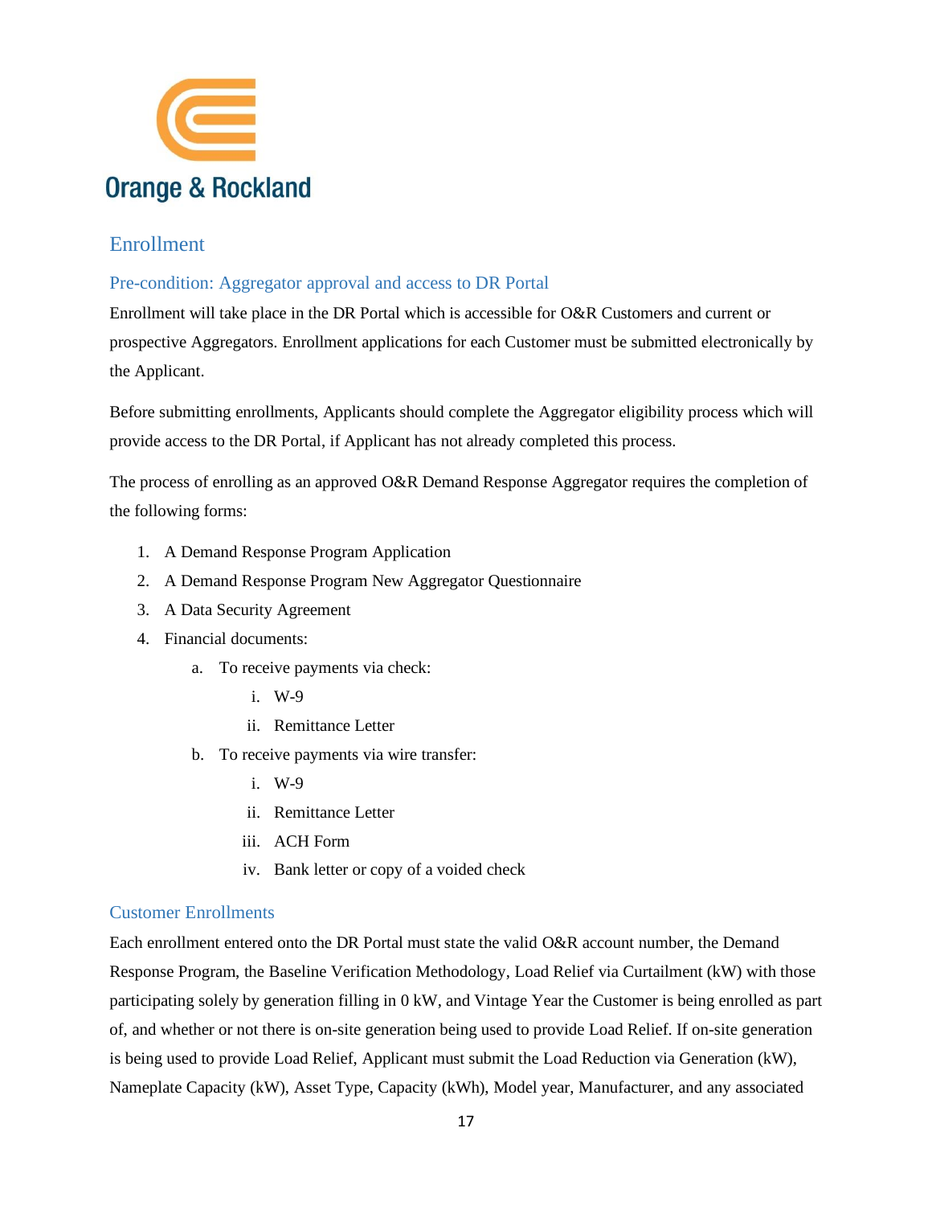## Enrollment

### Pre-condition: Aggregator approval and access to DR Portal

Enrollment will take place in the DR Portal which is accessible for O&R Customers and current or prospective Aggregators. Enrollment applications for each Customer must be submitted electronically by the Applicant.

Before submitting enrollments, Applicants should complete the Aggregator eligibility process which will provide access to the DR Portal, if Applicant has not already completed this process.

The process of enrolling as an approved O&R Demand Response Aggregator requires the completion of the following forms:

1. A Demand Response Program Application
2. A Demand Response Program New Aggregator Questionnaire
3. A Data Security Agreement
4. Financial documents:
    a. To receive payments via check:
        i. W-9
        ii. Remittance Letter
    b. To receive payments via wire transfer:
        i. W-9
        ii. Remittance Letter
        iii. ACH Form
        iv. Bank letter or copy of a voided check

### Customer Enrollments

Each enrollment entered onto the DR Portal must state the valid O&R account number, the Demand Response Program, the Baseline Verification Methodology, Load Relief via Curtailment (kW) with those participating solely by generation filling in 0 kW, and Vintage Year the Customer is being enrolled as part of, and whether or not there is on-site generation being used to provide Load Relief. If on-site generation is being used to provide Load Relief, Applicant must submit the Load Reduction via Generation (kW), Nameplate Capacity (kW), Asset Type, Capacity (kWh), Model year, Manufacturer, and any associated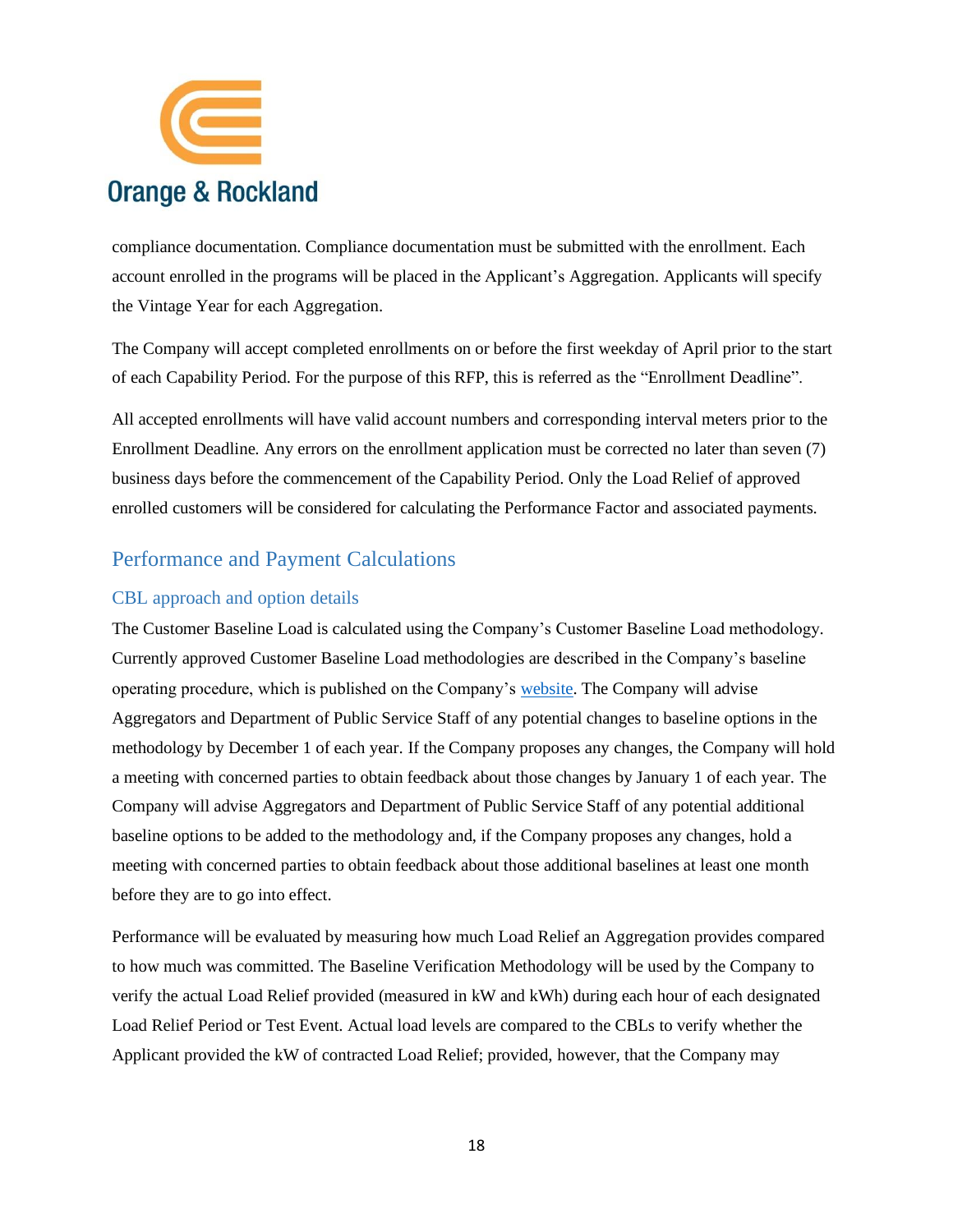compliance documentation. Compliance documentation must be submitted with the enrollment. Each account enrolled in the programs will be placed in the Applicant's Aggregation. Applicants will specify the Vintage Year for each Aggregation.

The Company will accept completed enrollments on or before the first weekday of April prior to the start of each Capability Period. For the purpose of this RFP, this is referred as the "Enrollment Deadline".

All accepted enrollments will have valid account numbers and corresponding interval meters prior to the Enrollment Deadline. Any errors on the enrollment application must be corrected no later than seven (7) business days before the commencement of the Capability Period. Only the Load Relief of approved enrolled customers will be considered for calculating the Performance Factor and associated payments.

## Performance and Payment Calculations

### CBL approach and option details

The Customer Baseline Load is calculated using the Company's Customer Baseline Load methodology. Currently approved Customer Baseline Load methodologies are described in the Company's baseline operating procedure, which is published on the Company's [website](). The Company will advise Aggregators and Department of Public Service Staff of any potential changes to baseline options in the methodology by December 1 of each year. If the Company proposes any changes, the Company will hold a meeting with concerned parties to obtain feedback about those changes by January 1 of each year. The Company will advise Aggregators and Department of Public Service Staff of any potential additional baseline options to be added to the methodology and, if the Company proposes any changes, hold a meeting with concerned parties to obtain feedback about those additional baselines at least one month before they are to go into effect.

Performance will be evaluated by measuring how much Load Relief an Aggregation provides compared to how much was committed. The Baseline Verification Methodology will be used by the Company to verify the actual Load Relief provided (measured in kW and kWh) during each hour of each designated Load Relief Period or Test Event. Actual load levels are compared to the CBLs to verify whether the Applicant provided the kW of contracted Load Relief; provided, however, that the Company may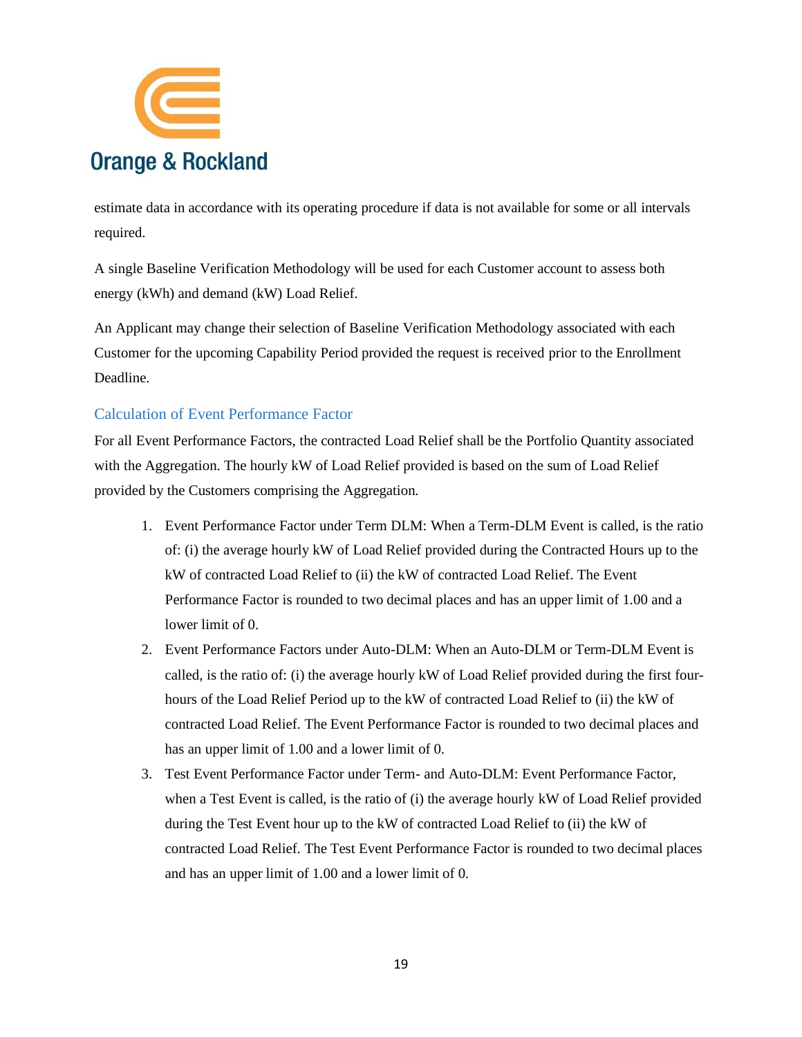estimate data in accordance with its operating procedure if data is not available for some or all intervals required.

A single Baseline Verification Methodology will be used for each Customer account to assess both energy (kWh) and demand (kW) Load Relief.

An Applicant may change their selection of Baseline Verification Methodology associated with each Customer for the upcoming Capability Period provided the request is received prior to the Enrollment Deadline.

### Calculation of Event Performance Factor

For all Event Performance Factors, the contracted Load Relief shall be the Portfolio Quantity associated with the Aggregation. The hourly kW of Load Relief provided is based on the sum of Load Relief provided by the Customers comprising the Aggregation.

1. Event Performance Factor under Term DLM: When a Term-DLM Event is called, is the ratio of: (i) the average hourly kW of Load Relief provided during the Contracted Hours up to the kW of contracted Load Relief to (ii) the kW of contracted Load Relief. The Event Performance Factor is rounded to two decimal places and has an upper limit of 1.00 and a lower limit of 0.
2. Event Performance Factors under Auto-DLM: When an Auto-DLM or Term-DLM Event is called, is the ratio of: (i) the average hourly kW of Load Relief provided during the first four-hours of the Load Relief Period up to the kW of contracted Load Relief to (ii) the kW of contracted Load Relief. The Event Performance Factor is rounded to two decimal places and has an upper limit of 1.00 and a lower limit of 0.
3. Test Event Performance Factor under Term- and Auto-DLM: Event Performance Factor, when a Test Event is called, is the ratio of (i) the average hourly kW of Load Relief provided during the Test Event hour up to the kW of contracted Load Relief to (ii) the kW of contracted Load Relief. The Test Event Performance Factor is rounded to two decimal places and has an upper limit of 1.00 and a lower limit of 0.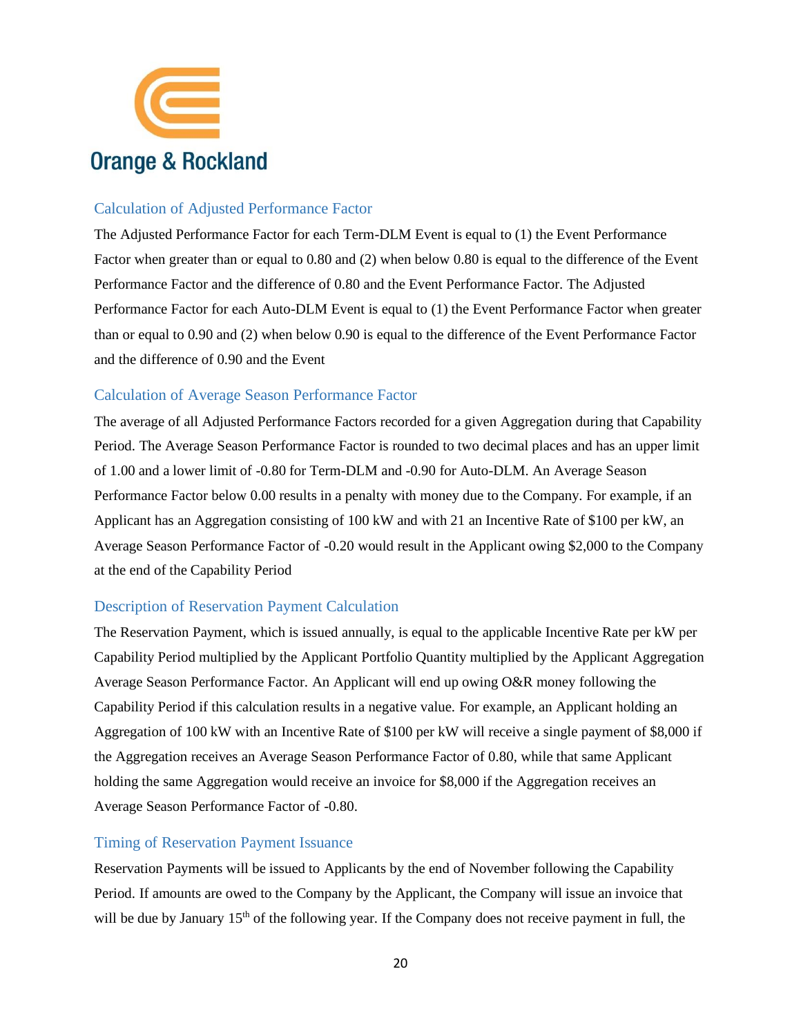## Calculation of Adjusted Performance Factor

The Adjusted Performance Factor for each Term-DLM Event is equal to (1) the Event Performance Factor when greater than or equal to 0.80 and (2) when below 0.80 is equal to the difference of the Event Performance Factor and the difference of 0.80 and the Event Performance Factor. The Adjusted Performance Factor for each Auto-DLM Event is equal to (1) the Event Performance Factor when greater than or equal to 0.90 and (2) when below 0.90 is equal to the difference of the Event Performance Factor and the difference of 0.90 and the Event

## Calculation of Average Season Performance Factor

The average of all Adjusted Performance Factors recorded for a given Aggregation during that Capability Period. The Average Season Performance Factor is rounded to two decimal places and has an upper limit of 1.00 and a lower limit of -0.80 for Term-DLM and -0.90 for Auto-DLM. An Average Season Performance Factor below 0.00 results in a penalty with money due to the Company. For example, if an Applicant has an Aggregation consisting of 100 kW and with 21 an Incentive Rate of $100 per kW, an Average Season Performance Factor of -0.20 would result in the Applicant owing $2,000 to the Company at the end of the Capability Period

## Description of Reservation Payment Calculation

The Reservation Payment, which is issued annually, is equal to the applicable Incentive Rate per kW per Capability Period multiplied by the Applicant Portfolio Quantity multiplied by the Applicant Aggregation Average Season Performance Factor. An Applicant will end up owing O&R money following the Capability Period if this calculation results in a negative value. For example, an Applicant holding an Aggregation of 100 kW with an Incentive Rate of $100 per kW will receive a single payment of $8,000 if the Aggregation receives an Average Season Performance Factor of 0.80, while that same Applicant holding the same Aggregation would receive an invoice for $8,000 if the Aggregation receives an Average Season Performance Factor of -0.80.

## Timing of Reservation Payment Issuance

Reservation Payments will be issued to Applicants by the end of November following the Capability Period. If amounts are owed to the Company by the Applicant, the Company will issue an invoice that will be due by January 15th of the following year. If the Company does not receive payment in full, the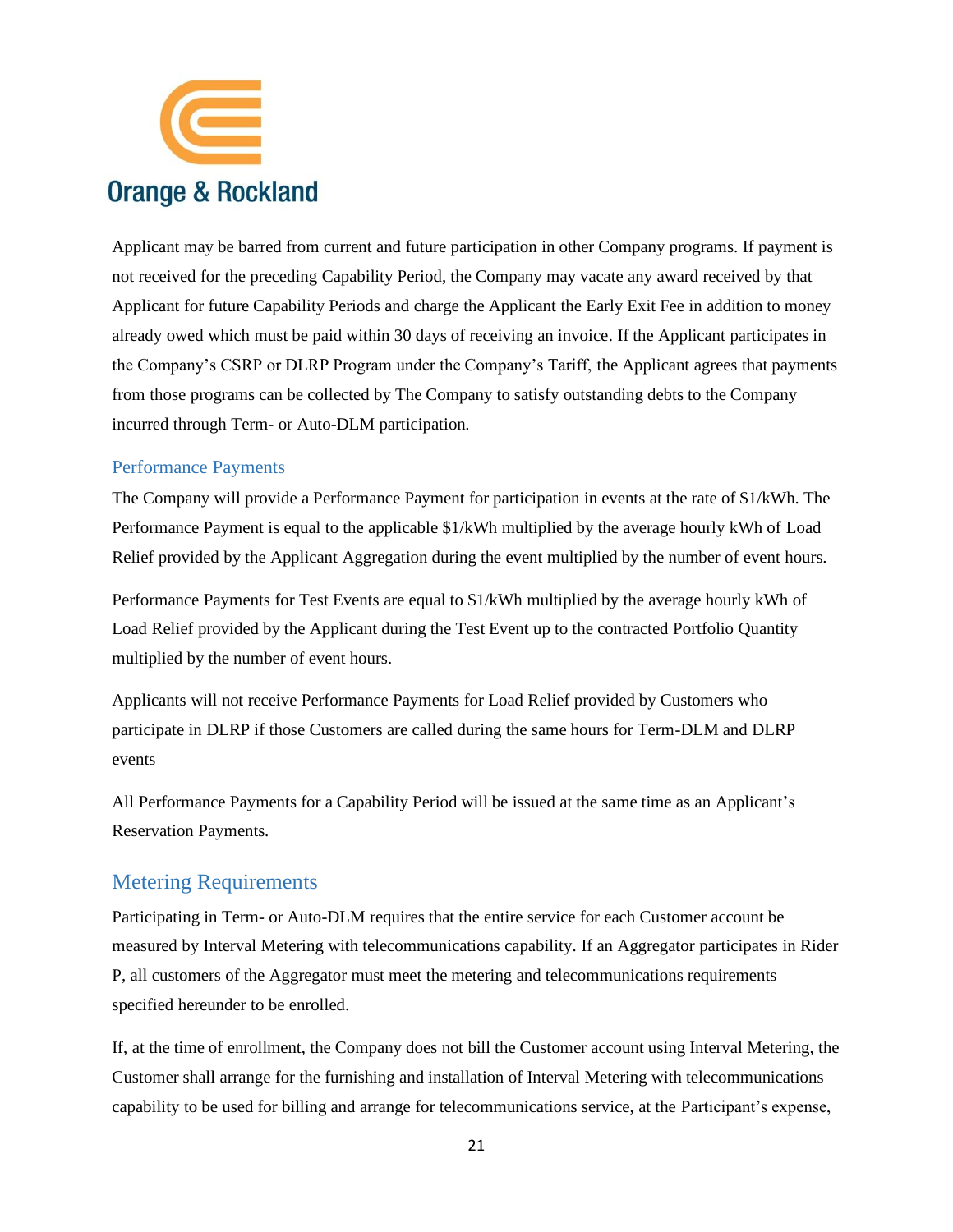Applicant may be barred from current and future participation in other Company programs. If payment is not received for the preceding Capability Period, the Company may vacate any award received by that Applicant for future Capability Periods and charge the Applicant the Early Exit Fee in addition to money already owed which must be paid within 30 days of receiving an invoice. If the Applicant participates in the Company's CSRP or DLRP Program under the Company's Tariff, the Applicant agrees that payments from those programs can be collected by The Company to satisfy outstanding debts to the Company incurred through Term- or Auto-DLM participation.

### Performance Payments

The Company will provide a Performance Payment for participation in events at the rate of $1/kWh. The Performance Payment is equal to the applicable $1/kWh multiplied by the average hourly kWh of Load Relief provided by the Applicant Aggregation during the event multiplied by the number of event hours.

Performance Payments for Test Events are equal to $1/kWh multiplied by the average hourly kWh of Load Relief provided by the Applicant during the Test Event up to the contracted Portfolio Quantity multiplied by the number of event hours.

Applicants will not receive Performance Payments for Load Relief provided by Customers who participate in DLRP if those Customers are called during the same hours for Term-DLM and DLRP events

All Performance Payments for a Capability Period will be issued at the same time as an Applicant's Reservation Payments.

## Metering Requirements

Participating in Term- or Auto-DLM requires that the entire service for each Customer account be measured by Interval Metering with telecommunications capability. If an Aggregator participates in Rider P, all customers of the Aggregator must meet the metering and telecommunications requirements specified hereunder to be enrolled.

If, at the time of enrollment, the Company does not bill the Customer account using Interval Metering, the Customer shall arrange for the furnishing and installation of Interval Metering with telecommunications capability to be used for billing and arrange for telecommunications service, at the Participant's expense,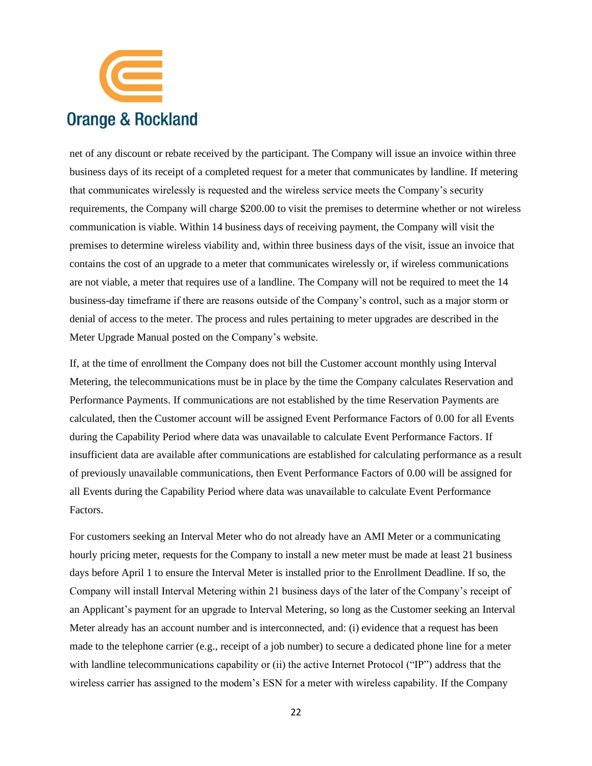net of any discount or rebate received by the participant. The Company will issue an invoice within three business days of its receipt of a completed request for a meter that communicates by landline. If metering that communicates wirelessly is requested and the wireless service meets the Company's security requirements, the Company will charge $200.00 to visit the premises to determine whether or not wireless communication is viable. Within 14 business days of receiving payment, the Company will visit the premises to determine wireless viability and, within three business days of the visit, issue an invoice that contains the cost of an upgrade to a meter that communicates wirelessly or, if wireless communications are not viable, a meter that requires use of a landline. The Company will not be required to meet the 14 business-day timeframe if there are reasons outside of the Company's control, such as a major storm or denial of access to the meter. The process and rules pertaining to meter upgrades are described in the Meter Upgrade Manual posted on the Company's website.

If, at the time of enrollment the Company does not bill the Customer account monthly using Interval Metering, the telecommunications must be in place by the time the Company calculates Reservation and Performance Payments. If communications are not established by the time Reservation Payments are calculated, then the Customer account will be assigned Event Performance Factors of 0.00 for all Events during the Capability Period where data was unavailable to calculate Event Performance Factors. If insufficient data are available after communications are established for calculating performance as a result of previously unavailable communications, then Event Performance Factors of 0.00 will be assigned for all Events during the Capability Period where data was unavailable to calculate Event Performance Factors.

For customers seeking an Interval Meter who do not already have an AMI Meter or a communicating hourly pricing meter, requests for the Company to install a new meter must be made at least 21 business days before April 1 to ensure the Interval Meter is installed prior to the Enrollment Deadline. If so, the Company will install Interval Metering within 21 business days of the later of the Company's receipt of an Applicant's payment for an upgrade to Interval Metering, so long as the Customer seeking an Interval Meter already has an account number and is interconnected, and: (i) evidence that a request has been made to the telephone carrier (e.g., receipt of a job number) to secure a dedicated phone line for a meter with landline telecommunications capability or (ii) the active Internet Protocol ("IP") address that the wireless carrier has assigned to the modem's ESN for a meter with wireless capability. If the Company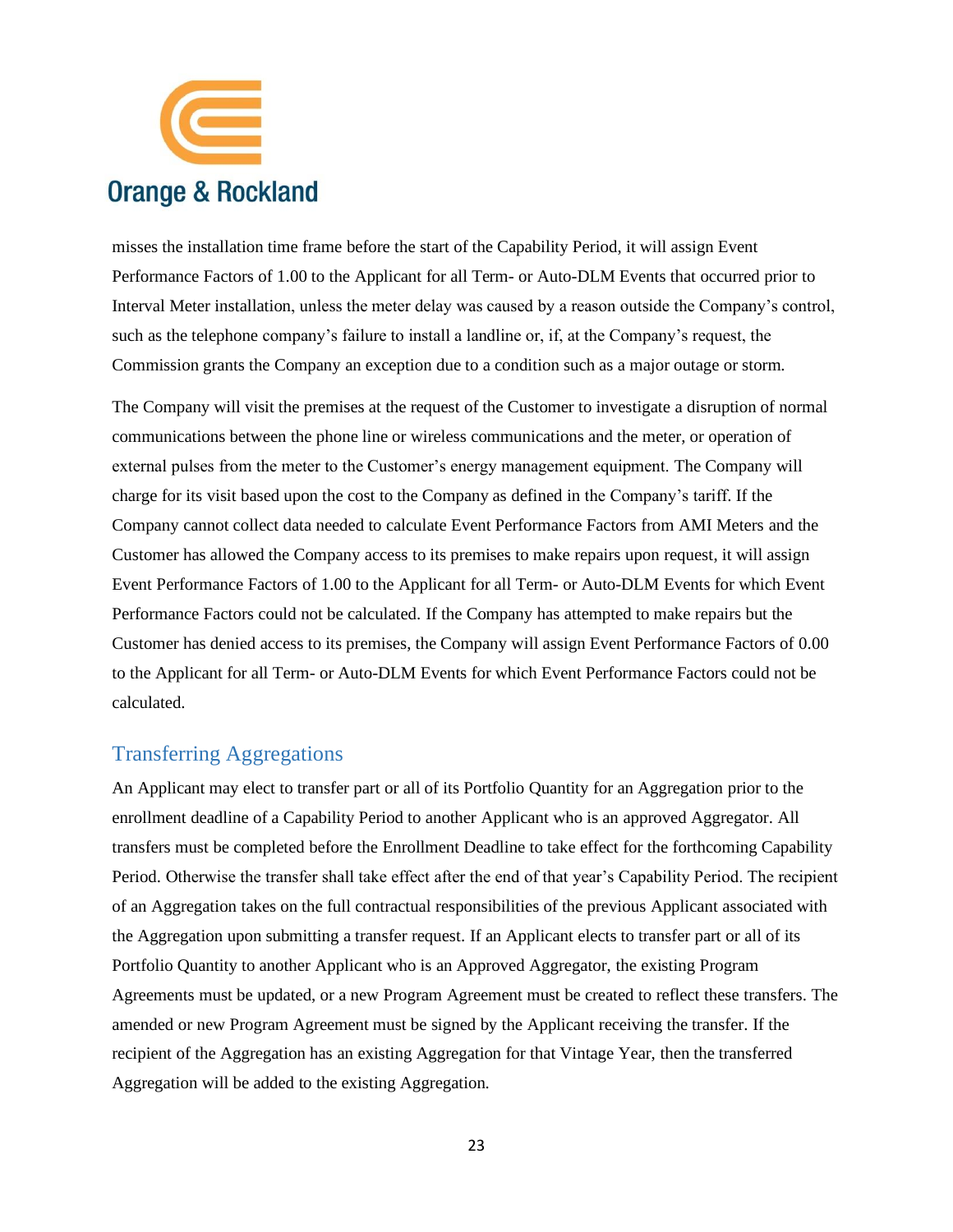misses the installation time frame before the start of the Capability Period, it will assign Event Performance Factors of 1.00 to the Applicant for all Term- or Auto-DLM Events that occurred prior to Interval Meter installation, unless the meter delay was caused by a reason outside the Company's control, such as the telephone company's failure to install a landline or, if, at the Company's request, the Commission grants the Company an exception due to a condition such as a major outage or storm.

The Company will visit the premises at the request of the Customer to investigate a disruption of normal communications between the phone line or wireless communications and the meter, or operation of external pulses from the meter to the Customer's energy management equipment. The Company will charge for its visit based upon the cost to the Company as defined in the Company's tariff. If the Company cannot collect data needed to calculate Event Performance Factors from AMI Meters and the Customer has allowed the Company access to its premises to make repairs upon request, it will assign Event Performance Factors of 1.00 to the Applicant for all Term- or Auto-DLM Events for which Event Performance Factors could not be calculated. If the Company has attempted to make repairs but the Customer has denied access to its premises, the Company will assign Event Performance Factors of 0.00 to the Applicant for all Term- or Auto-DLM Events for which Event Performance Factors could not be calculated.

## Transferring Aggregations

An Applicant may elect to transfer part or all of its Portfolio Quantity for an Aggregation prior to the enrollment deadline of a Capability Period to another Applicant who is an approved Aggregator. All transfers must be completed before the Enrollment Deadline to take effect for the forthcoming Capability Period. Otherwise the transfer shall take effect after the end of that year's Capability Period. The recipient of an Aggregation takes on the full contractual responsibilities of the previous Applicant associated with the Aggregation upon submitting a transfer request. If an Applicant elects to transfer part or all of its Portfolio Quantity to another Applicant who is an Approved Aggregator, the existing Program Agreements must be updated, or a new Program Agreement must be created to reflect these transfers. The amended or new Program Agreement must be signed by the Applicant receiving the transfer. If the recipient of the Aggregation has an existing Aggregation for that Vintage Year, then the transferred Aggregation will be added to the existing Aggregation.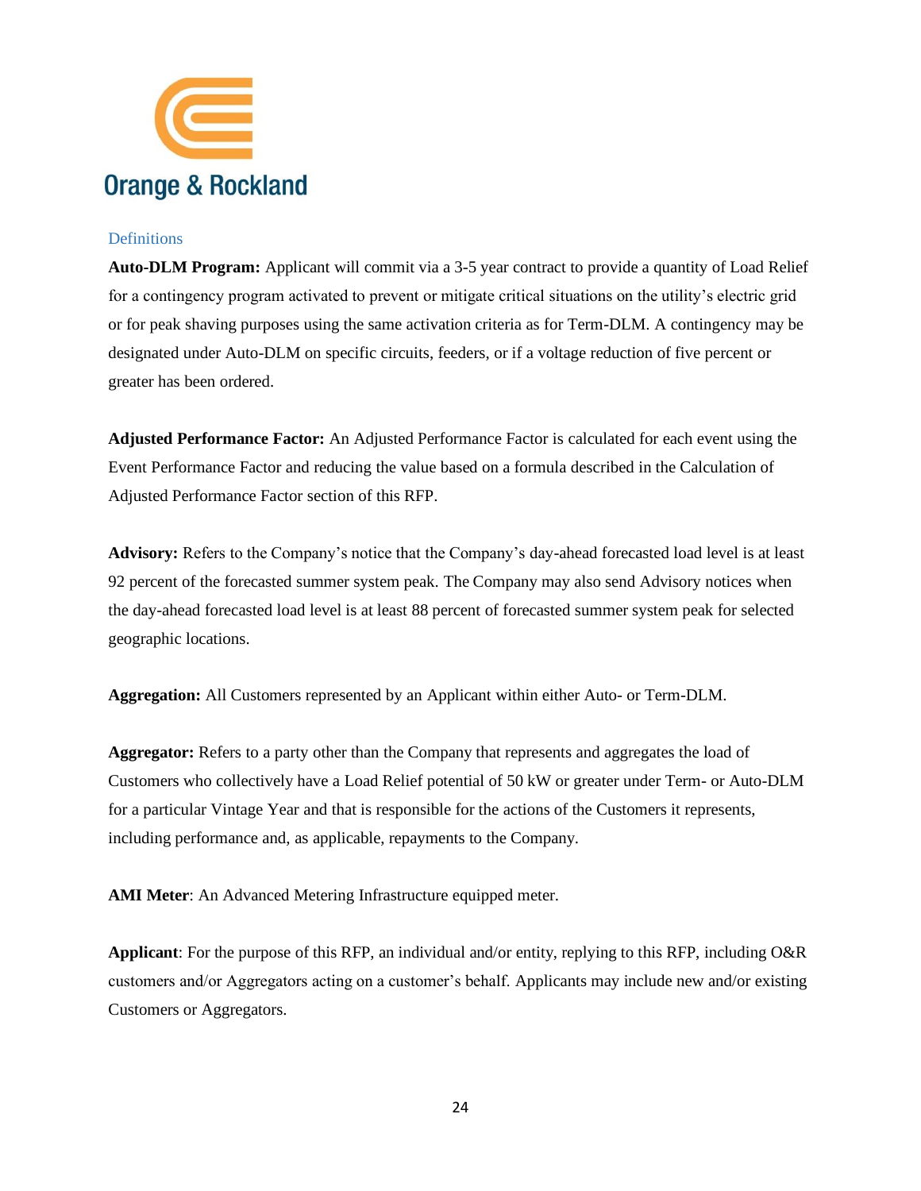## Definitions

**Auto-DLM Program:** Applicant will commit via a 3-5 year contract to provide a quantity of Load Relief for a contingency program activated to prevent or mitigate critical situations on the utility's electric grid or for peak shaving purposes using the same activation criteria as for Term-DLM. A contingency may be designated under Auto-DLM on specific circuits, feeders, or if a voltage reduction of five percent or greater has been ordered.

**Adjusted Performance Factor:** An Adjusted Performance Factor is calculated for each event using the Event Performance Factor and reducing the value based on a formula described in the Calculation of Adjusted Performance Factor section of this RFP.

**Advisory:** Refers to the Company's notice that the Company's day-ahead forecasted load level is at least 92 percent of the forecasted summer system peak. The Company may also send Advisory notices when the day-ahead forecasted load level is at least 88 percent of forecasted summer system peak for selected geographic locations.

**Aggregation:** All Customers represented by an Applicant within either Auto- or Term-DLM.

**Aggregator:** Refers to a party other than the Company that represents and aggregates the load of Customers who collectively have a Load Relief potential of 50 kW or greater under Term- or Auto-DLM for a particular Vintage Year and that is responsible for the actions of the Customers it represents, including performance and, as applicable, repayments to the Company.

**AMI Meter**: An Advanced Metering Infrastructure equipped meter.

**Applicant**: For the purpose of this RFP, an individual and/or entity, replying to this RFP, including O&R customers and/or Aggregators acting on a customer's behalf. Applicants may include new and/or existing Customers or Aggregators.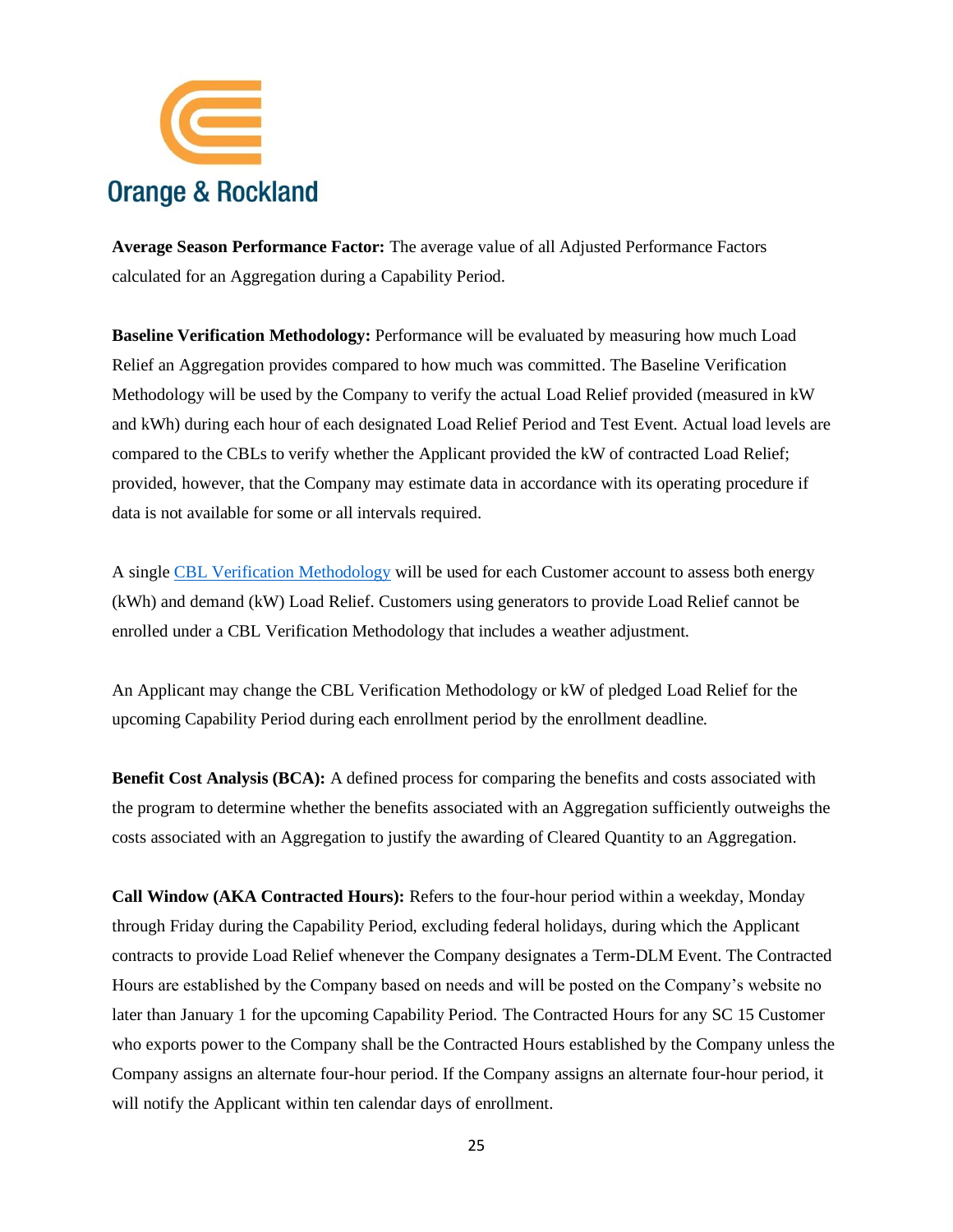**Average Season Performance Factor:** The average value of all Adjusted Performance Factors calculated for an Aggregation during a Capability Period.

**Baseline Verification Methodology:** Performance will be evaluated by measuring how much Load Relief an Aggregation provides compared to how much was committed. The Baseline Verification Methodology will be used by the Company to verify the actual Load Relief provided (measured in kW and kWh) during each hour of each designated Load Relief Period and Test Event. Actual load levels are compared to the CBLs to verify whether the Applicant provided the kW of contracted Load Relief; provided, however, that the Company may estimate data in accordance with its operating procedure if data is not available for some or all intervals required.

A single CBL Verification Methodology will be used for each Customer account to assess both energy (kWh) and demand (kW) Load Relief. Customers using generators to provide Load Relief cannot be enrolled under a CBL Verification Methodology that includes a weather adjustment.

An Applicant may change the CBL Verification Methodology or kW of pledged Load Relief for the upcoming Capability Period during each enrollment period by the enrollment deadline.

**Benefit Cost Analysis (BCA):** A defined process for comparing the benefits and costs associated with the program to determine whether the benefits associated with an Aggregation sufficiently outweighs the costs associated with an Aggregation to justify the awarding of Cleared Quantity to an Aggregation.

**Call Window (AKA Contracted Hours):** Refers to the four-hour period within a weekday, Monday through Friday during the Capability Period, excluding federal holidays, during which the Applicant contracts to provide Load Relief whenever the Company designates a Term-DLM Event. The Contracted Hours are established by the Company based on needs and will be posted on the Company's website no later than January 1 for the upcoming Capability Period. The Contracted Hours for any SC 15 Customer who exports power to the Company shall be the Contracted Hours established by the Company unless the Company assigns an alternate four-hour period. If the Company assigns an alternate four-hour period, it will notify the Applicant within ten calendar days of enrollment.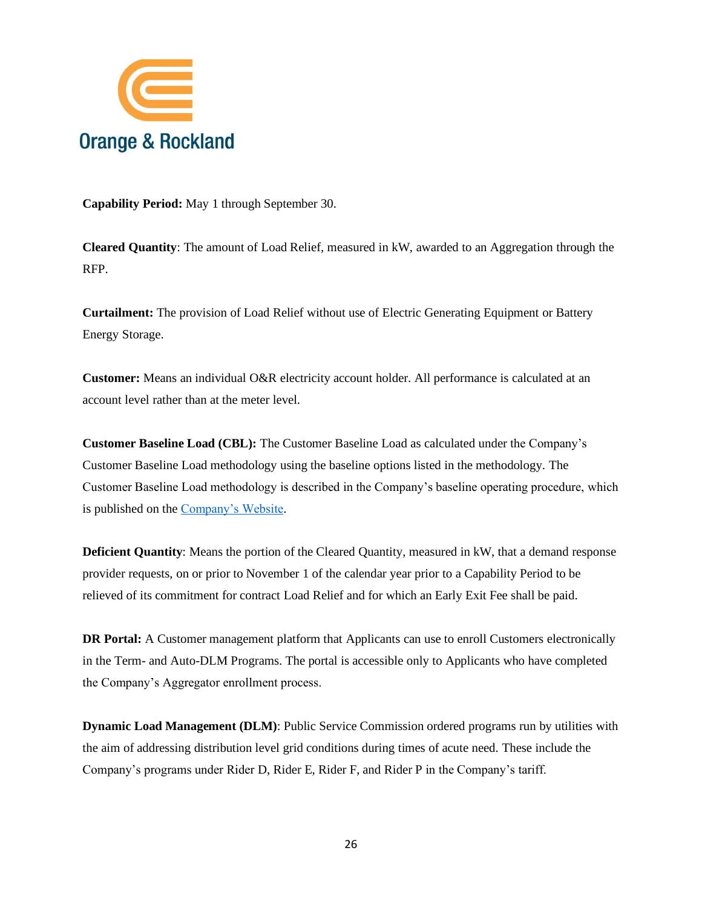**Capability Period:** May 1 through September 30.

**Cleared Quantity**: The amount of Load Relief, measured in kW, awarded to an Aggregation through the RFP.

**Curtailment:** The provision of Load Relief without use of Electric Generating Equipment or Battery Energy Storage.

**Customer:** Means an individual O&R electricity account holder. All performance is calculated at an account level rather than at the meter level.

**Customer Baseline Load (CBL):** The Customer Baseline Load as calculated under the Company's Customer Baseline Load methodology using the baseline options listed in the methodology. The Customer Baseline Load methodology is described in the Company's baseline operating procedure, which is published on the Company's Website.

**Deficient Quantity**: Means the portion of the Cleared Quantity, measured in kW, that a demand response provider requests, on or prior to November 1 of the calendar year prior to a Capability Period to be relieved of its commitment for contract Load Relief and for which an Early Exit Fee shall be paid.

**DR Portal:** A Customer management platform that Applicants can use to enroll Customers electronically in the Term- and Auto-DLM Programs. The portal is accessible only to Applicants who have completed the Company's Aggregator enrollment process.

**Dynamic Load Management (DLM)**: Public Service Commission ordered programs run by utilities with the aim of addressing distribution level grid conditions during times of acute need. These include the Company's programs under Rider D, Rider E, Rider F, and Rider P in the Company's tariff.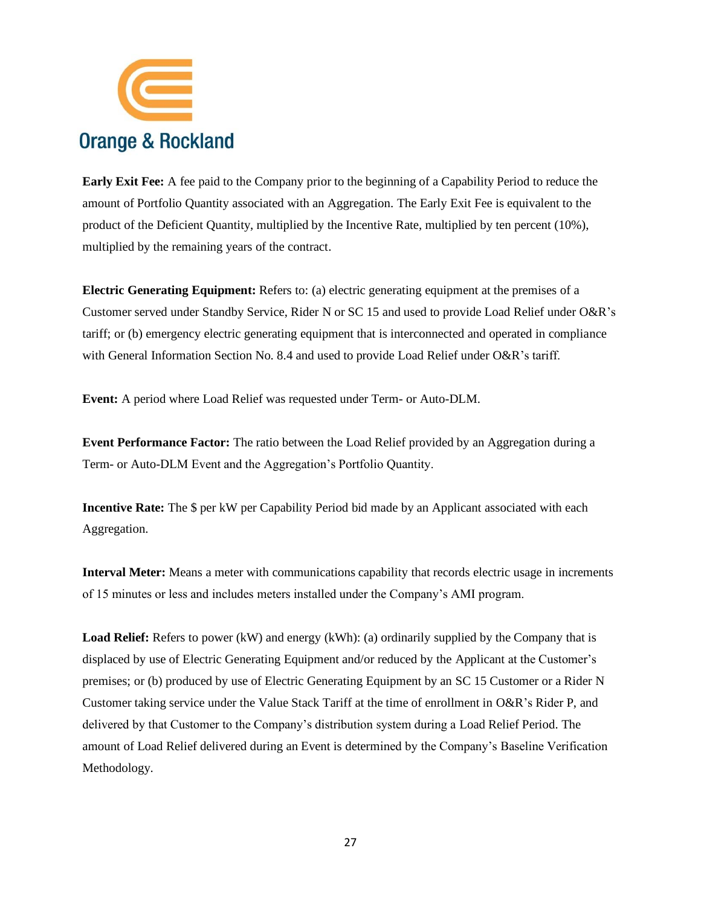**Early Exit Fee:** A fee paid to the Company prior to the beginning of a Capability Period to reduce the amount of Portfolio Quantity associated with an Aggregation. The Early Exit Fee is equivalent to the product of the Deficient Quantity, multiplied by the Incentive Rate, multiplied by ten percent (10%), multiplied by the remaining years of the contract.

**Electric Generating Equipment:** Refers to: (a) electric generating equipment at the premises of a Customer served under Standby Service, Rider N or SC 15 and used to provide Load Relief under O&R's tariff; or (b) emergency electric generating equipment that is interconnected and operated in compliance with General Information Section No. 8.4 and used to provide Load Relief under O&R's tariff.

**Event:** A period where Load Relief was requested under Term- or Auto-DLM.

**Event Performance Factor:** The ratio between the Load Relief provided by an Aggregation during a Term- or Auto-DLM Event and the Aggregation's Portfolio Quantity.

**Incentive Rate:** The $ per kW per Capability Period bid made by an Applicant associated with each Aggregation.

**Interval Meter:** Means a meter with communications capability that records electric usage in increments of 15 minutes or less and includes meters installed under the Company's AMI program.

**Load Relief:** Refers to power (kW) and energy (kWh): (a) ordinarily supplied by the Company that is displaced by use of Electric Generating Equipment and/or reduced by the Applicant at the Customer's premises; or (b) produced by use of Electric Generating Equipment by an SC 15 Customer or a Rider N Customer taking service under the Value Stack Tariff at the time of enrollment in O&R's Rider P, and delivered by that Customer to the Company's distribution system during a Load Relief Period. The amount of Load Relief delivered during an Event is determined by the Company's Baseline Verification Methodology.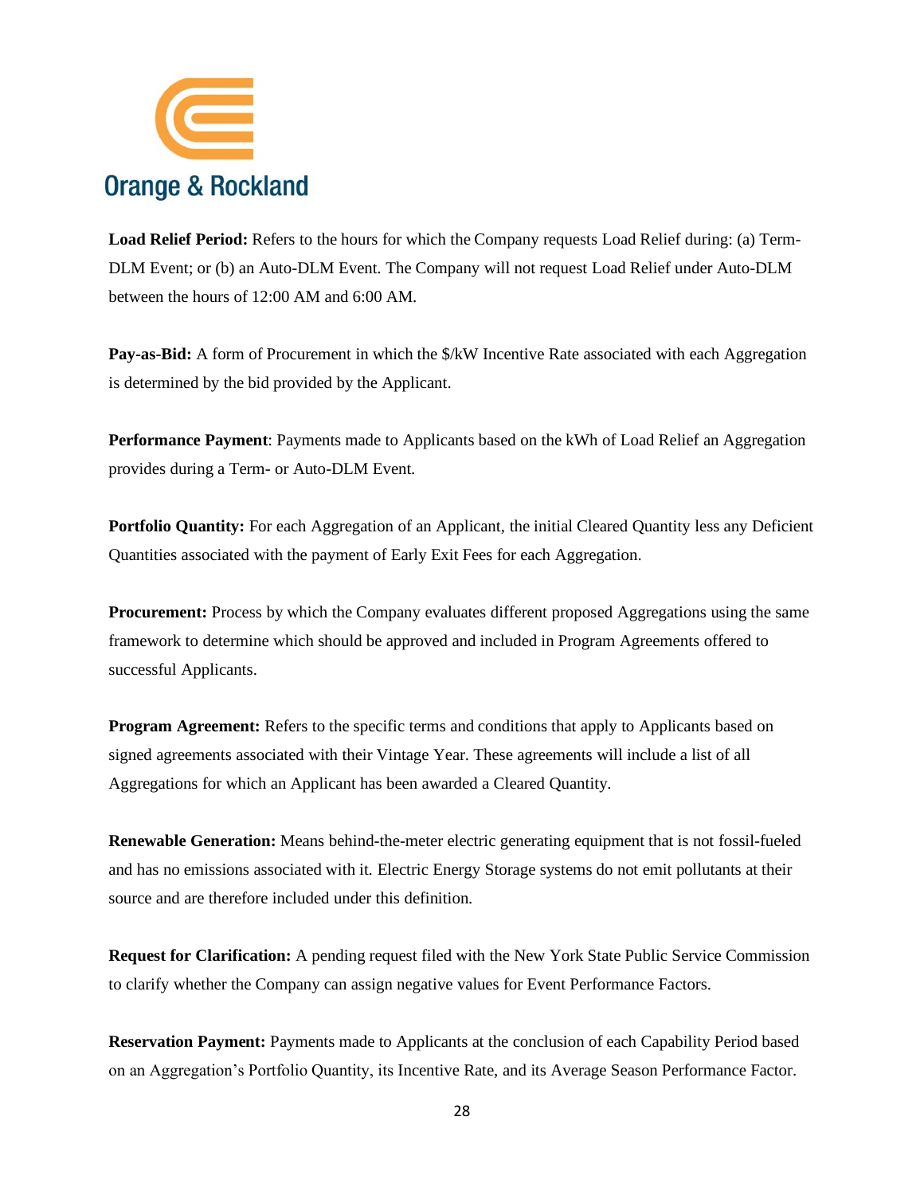**Load Relief Period:** Refers to the hours for which the Company requests Load Relief during: (a) Term-DLM Event; or (b) an Auto-DLM Event. The Company will not request Load Relief under Auto-DLM between the hours of 12:00 AM and 6:00 AM.

**Pay-as-Bid:** A form of Procurement in which the $/kW Incentive Rate associated with each Aggregation is determined by the bid provided by the Applicant.

**Performance Payment**: Payments made to Applicants based on the kWh of Load Relief an Aggregation provides during a Term- or Auto-DLM Event.

**Portfolio Quantity:** For each Aggregation of an Applicant, the initial Cleared Quantity less any Deficient Quantities associated with the payment of Early Exit Fees for each Aggregation.

**Procurement:** Process by which the Company evaluates different proposed Aggregations using the same framework to determine which should be approved and included in Program Agreements offered to successful Applicants.

**Program Agreement:** Refers to the specific terms and conditions that apply to Applicants based on signed agreements associated with their Vintage Year. These agreements will include a list of all Aggregations for which an Applicant has been awarded a Cleared Quantity.

**Renewable Generation:** Means behind-the-meter electric generating equipment that is not fossil-fueled and has no emissions associated with it. Electric Energy Storage systems do not emit pollutants at their source and are therefore included under this definition.

**Request for Clarification:** A pending request filed with the New York State Public Service Commission to clarify whether the Company can assign negative values for Event Performance Factors.

**Reservation Payment:** Payments made to Applicants at the conclusion of each Capability Period based on an Aggregation's Portfolio Quantity, its Incentive Rate, and its Average Season Performance Factor.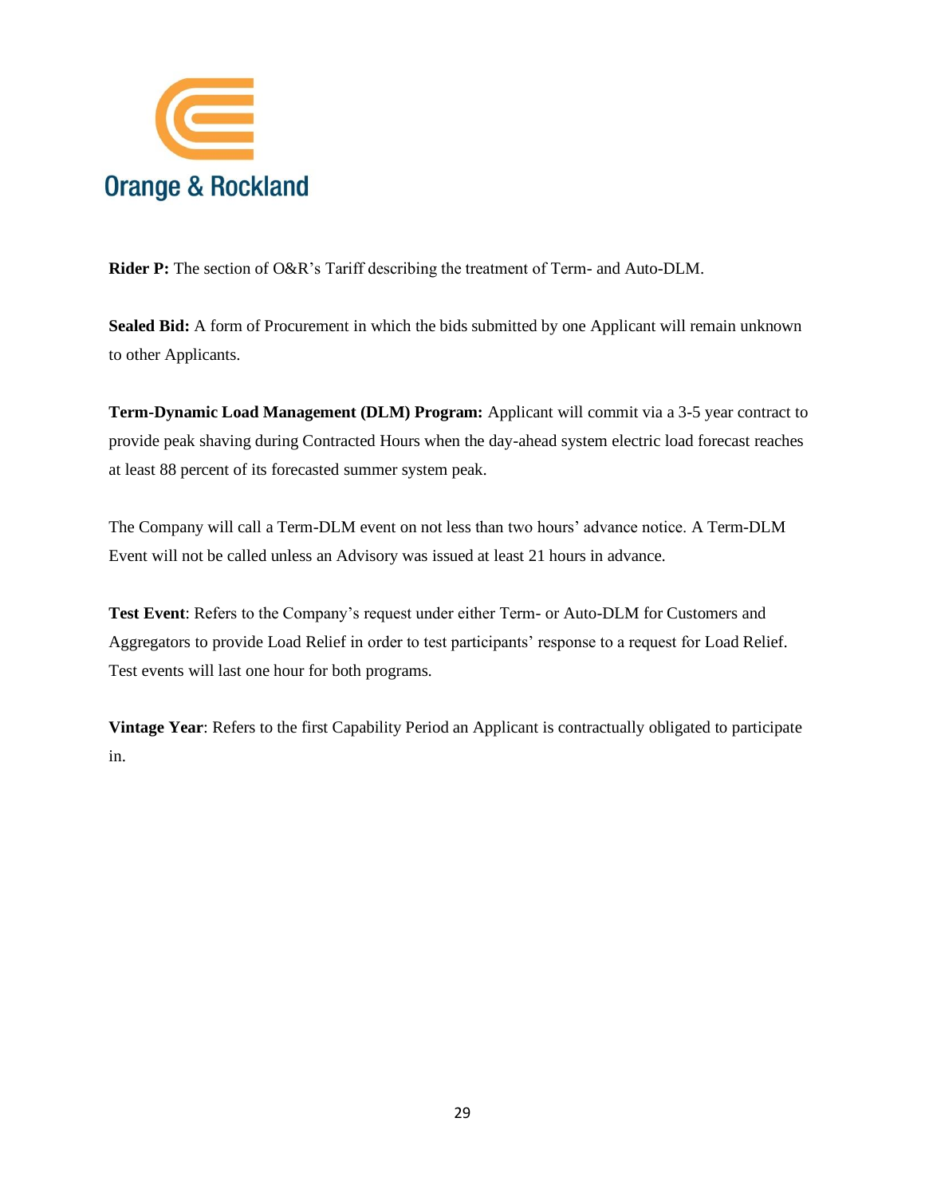**Rider P:** The section of O&R's Tariff describing the treatment of Term- and Auto-DLM.

**Sealed Bid:** A form of Procurement in which the bids submitted by one Applicant will remain unknown to other Applicants.

**Term-Dynamic Load Management (DLM) Program:** Applicant will commit via a 3-5 year contract to provide peak shaving during Contracted Hours when the day-ahead system electric load forecast reaches at least 88 percent of its forecasted summer system peak.

The Company will call a Term-DLM event on not less than two hours' advance notice. A Term-DLM Event will not be called unless an Advisory was issued at least 21 hours in advance.

**Test Event**: Refers to the Company's request under either Term- or Auto-DLM for Customers and Aggregators to provide Load Relief in order to test participants' response to a request for Load Relief. Test events will last one hour for both programs.

**Vintage Year**: Refers to the first Capability Period an Applicant is contractually obligated to participate in.